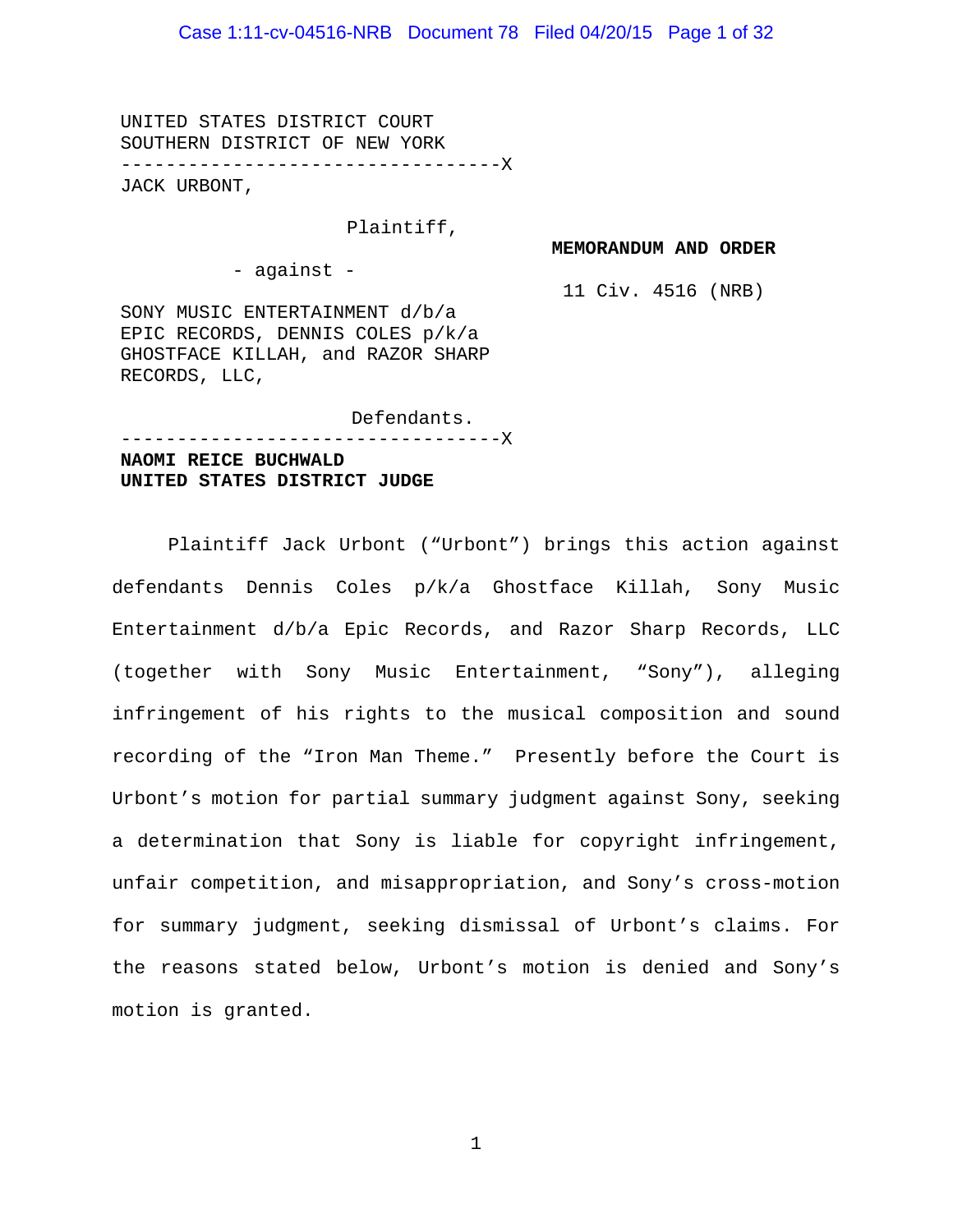UNITED STATES DISTRICT COURT
SOUTHERN DISTRICT OF NEW YORK

----------------------------------X

JACK URBONT,

Plaintiff,

- against -

SONY MUSIC ENTERTAINMENT d/b/a EPIC RECORDS, DENNIS COLES p/k/a GHOSTFACE KILLAH, and RAZOR SHARP RECORDS, LLC,

Defendants.

----------------------------------X

**MEMORANDUM AND ORDER**

11 Civ. 4516 (NRB)

**NAOMI REICE BUCHWALD**
**UNITED STATES DISTRICT JUDGE**

Plaintiff Jack Urbont ("Urbont") brings this action against defendants Dennis Coles p/k/a Ghostface Killah, Sony Music Entertainment d/b/a Epic Records, and Razor Sharp Records, LLC (together with Sony Music Entertainment, "Sony"), alleging infringement of his rights to the musical composition and sound recording of the "Iron Man Theme." Presently before the Court is Urbont's motion for partial summary judgment against Sony, seeking a determination that Sony is liable for copyright infringement, unfair competition, and misappropriation, and Sony's cross-motion for summary judgment, seeking dismissal of Urbont's claims. For the reasons stated below, Urbont's motion is denied and Sony's motion is granted.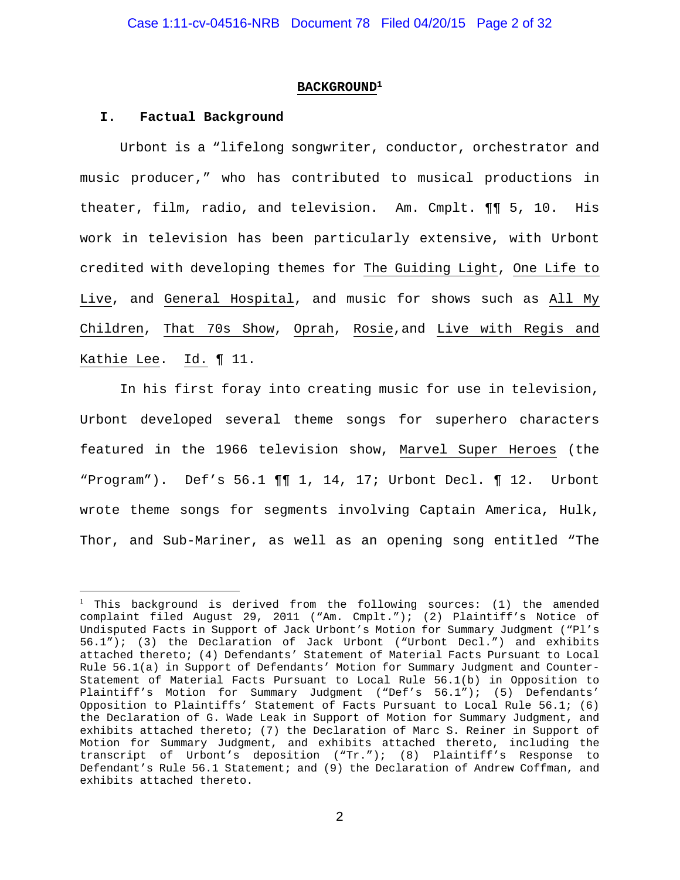## BACKGROUND[1]

### I. Factual Background

Urbont is a "lifelong songwriter, conductor, orchestrator and music producer," who has contributed to musical productions in theater, film, radio, and television. Am. Cmplt. ¶¶ 5, 10. His work in television has been particularly extensive, with Urbont credited with developing themes for The Guiding Light, One Life to Live, and General Hospital, and music for shows such as All My Children, That 70s Show, Oprah, Rosie, and Live with Regis and Kathie Lee. Id. ¶ 11.

In his first foray into creating music for use in television, Urbont developed several theme songs for superhero characters featured in the 1966 television show, Marvel Super Heroes (the "Program"). Def's 56.1 ¶¶ 1, 14, 17; Urbont Decl. ¶ 12. Urbont wrote theme songs for segments involving Captain America, Hulk, Thor, and Sub-Mariner, as well as an opening song entitled "The

---

[1] This background is derived from the following sources: (1) the amended complaint filed August 29, 2011 ("Am. Cmplt."); (2) Plaintiff's Notice of Undisputed Facts in Support of Jack Urbont's Motion for Summary Judgment ("Pl's 56.1"); (3) the Declaration of Jack Urbont ("Urbont Decl.") and exhibits attached thereto; (4) Defendants' Statement of Material Facts Pursuant to Local Rule 56.1(a) in Support of Defendants' Motion for Summary Judgment and Counter-Statement of Material Facts Pursuant to Local Rule 56.1(b) in Opposition to Plaintiff's Motion for Summary Judgment ("Def's 56.1"); (5) Defendants' Opposition to Plaintiffs' Statement of Facts Pursuant to Local Rule 56.1; (6) the Declaration of G. Wade Leak in Support of Motion for Summary Judgment, and exhibits attached thereto; (7) the Declaration of Marc S. Reiner in Support of Motion for Summary Judgment, and exhibits attached thereto, including the transcript of Urbont's deposition ("Tr."); (8) Plaintiff's Response to Defendant's Rule 56.1 Statement; and (9) the Declaration of Andrew Coffman, and exhibits attached thereto.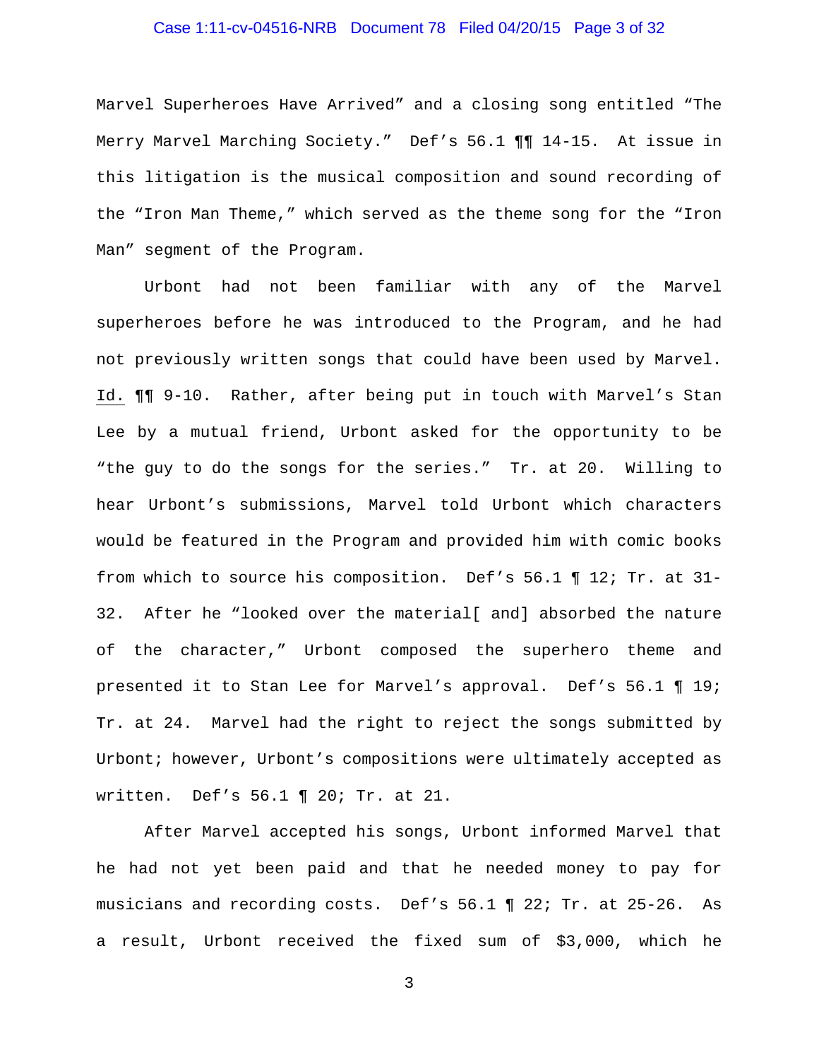Marvel Superheroes Have Arrived" and a closing song entitled "The Merry Marvel Marching Society." Def's 56.1 ¶¶ 14-15. At issue in this litigation is the musical composition and sound recording of the "Iron Man Theme," which served as the theme song for the "Iron Man" segment of the Program.

Urbont had not been familiar with any of the Marvel superheroes before he was introduced to the Program, and he had not previously written songs that could have been used by Marvel. Id. ¶¶ 9-10. Rather, after being put in touch with Marvel's Stan Lee by a mutual friend, Urbont asked for the opportunity to be "the guy to do the songs for the series." Tr. at 20. Willing to hear Urbont's submissions, Marvel told Urbont which characters would be featured in the Program and provided him with comic books from which to source his composition. Def's 56.1 ¶ 12; Tr. at 31-32. After he "looked over the material[ and] absorbed the nature of the character," Urbont composed the superhero theme and presented it to Stan Lee for Marvel's approval. Def's 56.1 ¶ 19; Tr. at 24. Marvel had the right to reject the songs submitted by Urbont; however, Urbont's compositions were ultimately accepted as written. Def's 56.1 ¶ 20; Tr. at 21.

After Marvel accepted his songs, Urbont informed Marvel that he had not yet been paid and that he needed money to pay for musicians and recording costs. Def's 56.1 ¶ 22; Tr. at 25-26. As a result, Urbont received the fixed sum of $3,000, which he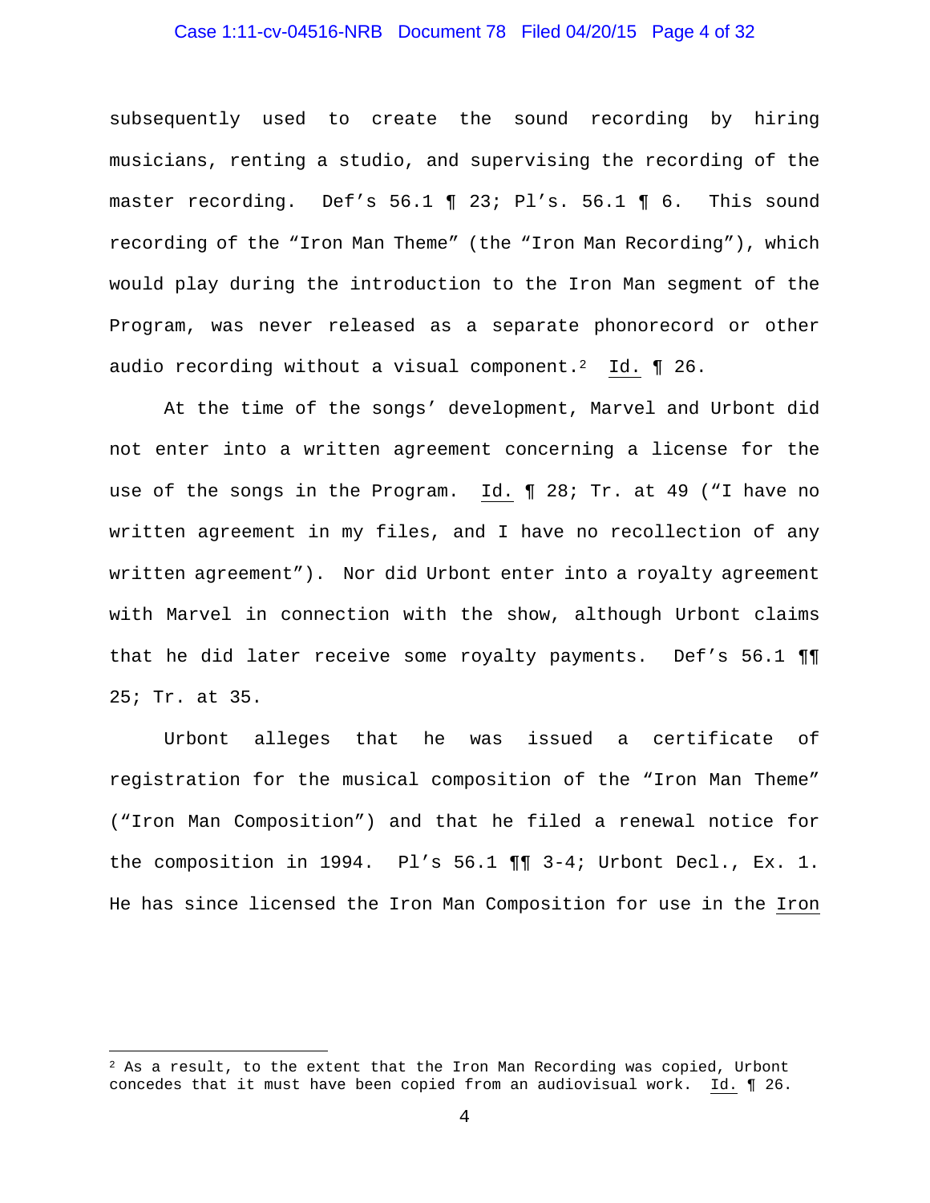subsequently used to create the sound recording by hiring musicians, renting a studio, and supervising the recording of the master recording. Def's 56.1 ¶ 23; Pl's. 56.1 ¶ 6. This sound recording of the "Iron Man Theme" (the "Iron Man Recording"), which would play during the introduction to the Iron Man segment of the Program, was never released as a separate phonorecord or other audio recording without a visual component.[2] Id. ¶ 26.

At the time of the songs' development, Marvel and Urbont did not enter into a written agreement concerning a license for the use of the songs in the Program. Id. ¶ 28; Tr. at 49 ("I have no written agreement in my files, and I have no recollection of any written agreement"). Nor did Urbont enter into a royalty agreement with Marvel in connection with the show, although Urbont claims that he did later receive some royalty payments. Def's 56.1 ¶¶ 25; Tr. at 35.

Urbont alleges that he was issued a certificate of registration for the musical composition of the "Iron Man Theme" ("Iron Man Composition") and that he filed a renewal notice for the composition in 1994. Pl's 56.1 ¶¶ 3-4; Urbont Decl., Ex. 1. He has since licensed the Iron Man Composition for use in the Iron

[2] As a result, to the extent that the Iron Man Recording was copied, Urbont concedes that it must have been copied from an audiovisual work. Id. ¶ 26.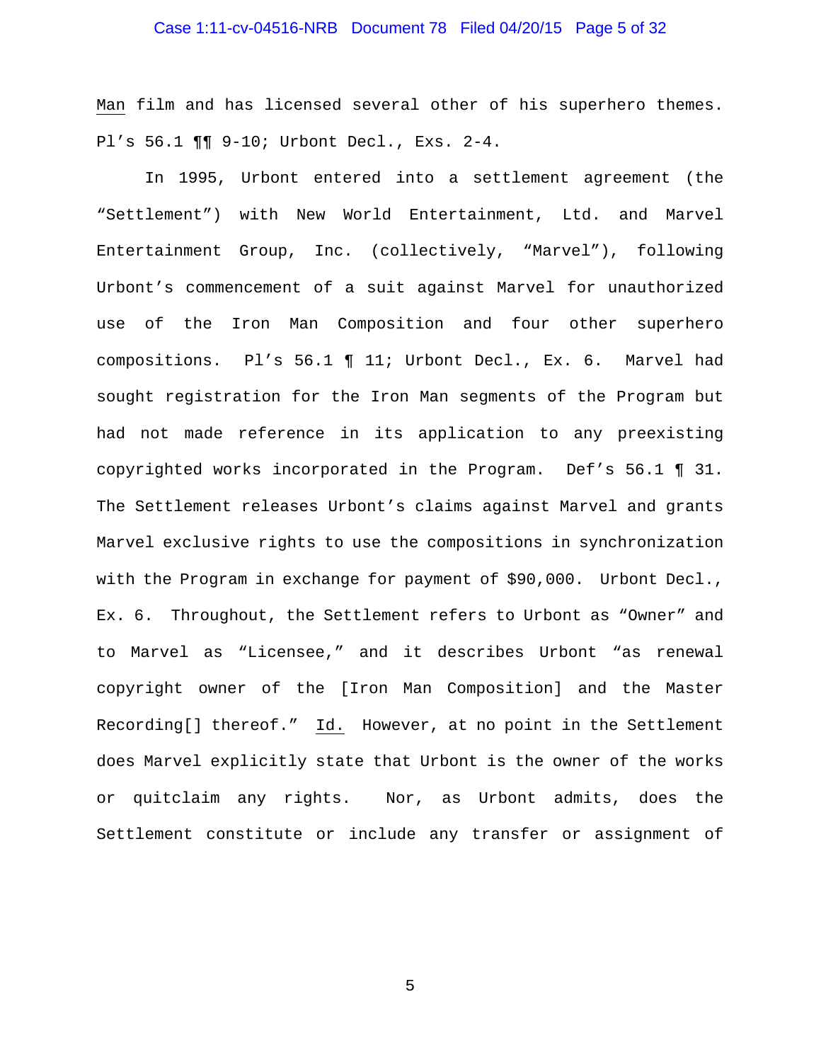Man film and has licensed several other of his superhero themes. Pl's 56.1 ¶¶ 9-10; Urbont Decl., Exs. 2-4.

In 1995, Urbont entered into a settlement agreement (the "Settlement") with New World Entertainment, Ltd. and Marvel Entertainment Group, Inc. (collectively, "Marvel"), following Urbont's commencement of a suit against Marvel for unauthorized use of the Iron Man Composition and four other superhero compositions. Pl's 56.1 ¶ 11; Urbont Decl., Ex. 6. Marvel had sought registration for the Iron Man segments of the Program but had not made reference in its application to any preexisting copyrighted works incorporated in the Program. Def's 56.1 ¶ 31. The Settlement releases Urbont's claims against Marvel and grants Marvel exclusive rights to use the compositions in synchronization with the Program in exchange for payment of $90,000. Urbont Decl., Ex. 6. Throughout, the Settlement refers to Urbont as "Owner" and to Marvel as "Licensee," and it describes Urbont "as renewal copyright owner of the [Iron Man Composition] and the Master Recording[] thereof." Id. However, at no point in the Settlement does Marvel explicitly state that Urbont is the owner of the works or quitclaim any rights. Nor, as Urbont admits, does the Settlement constitute or include any transfer or assignment of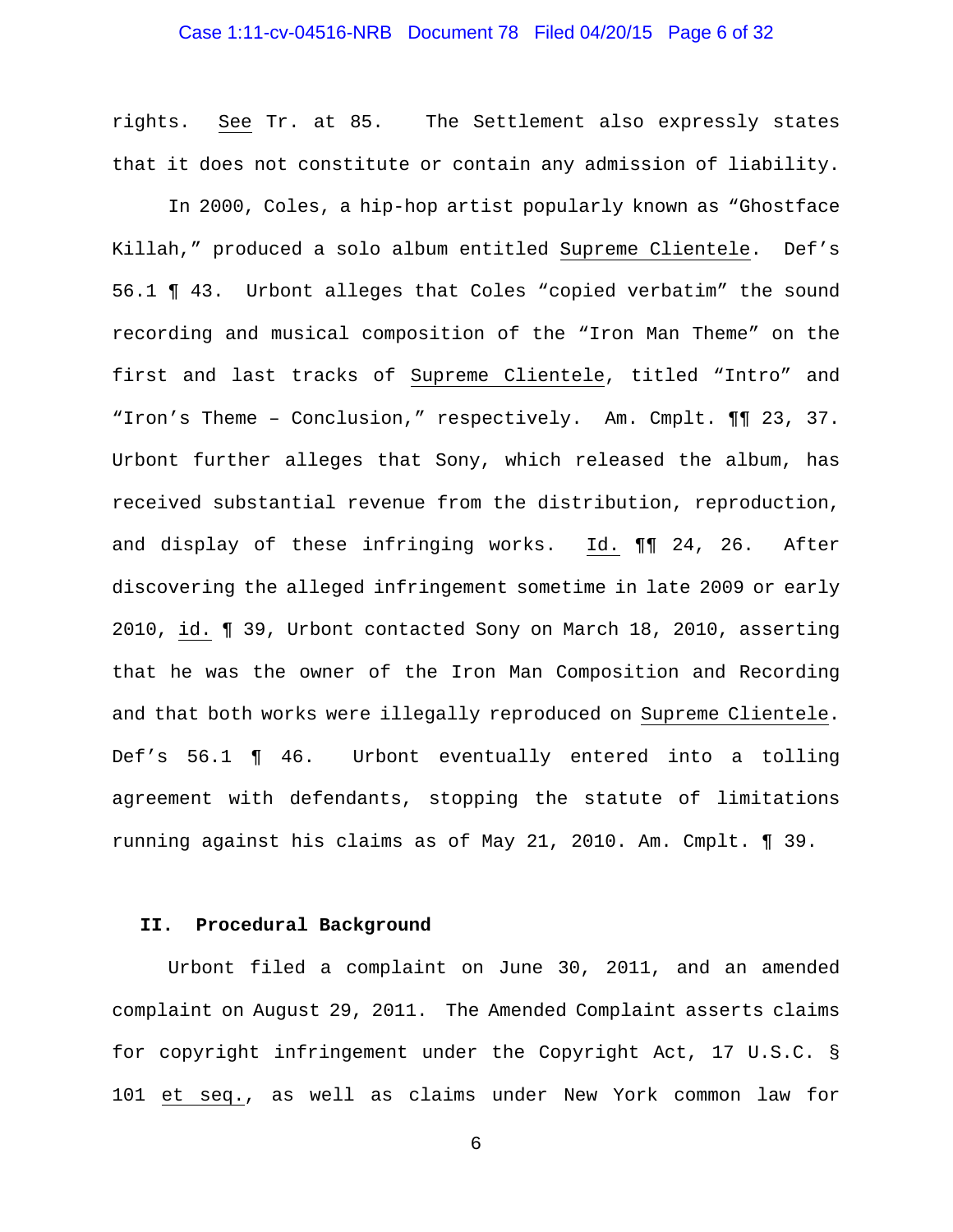rights. See Tr. at 85. The Settlement also expressly states that it does not constitute or contain any admission of liability.

In 2000, Coles, a hip-hop artist popularly known as "Ghostface Killah," produced a solo album entitled Supreme Clientele. Def's 56.1 ¶ 43. Urbont alleges that Coles "copied verbatim" the sound recording and musical composition of the "Iron Man Theme" on the first and last tracks of Supreme Clientele, titled "Intro" and "Iron's Theme – Conclusion," respectively. Am. Cmplt. ¶¶ 23, 37. Urbont further alleges that Sony, which released the album, has received substantial revenue from the distribution, reproduction, and display of these infringing works. Id. ¶¶ 24, 26. After discovering the alleged infringement sometime in late 2009 or early 2010, id. ¶ 39, Urbont contacted Sony on March 18, 2010, asserting that he was the owner of the Iron Man Composition and Recording and that both works were illegally reproduced on Supreme Clientele. Def's 56.1 ¶ 46. Urbont eventually entered into a tolling agreement with defendants, stopping the statute of limitations running against his claims as of May 21, 2010. Am. Cmplt. ¶ 39.

## II. Procedural Background

Urbont filed a complaint on June 30, 2011, and an amended complaint on August 29, 2011. The Amended Complaint asserts claims for copyright infringement under the Copyright Act, 17 U.S.C. § 101 et seq., as well as claims under New York common law for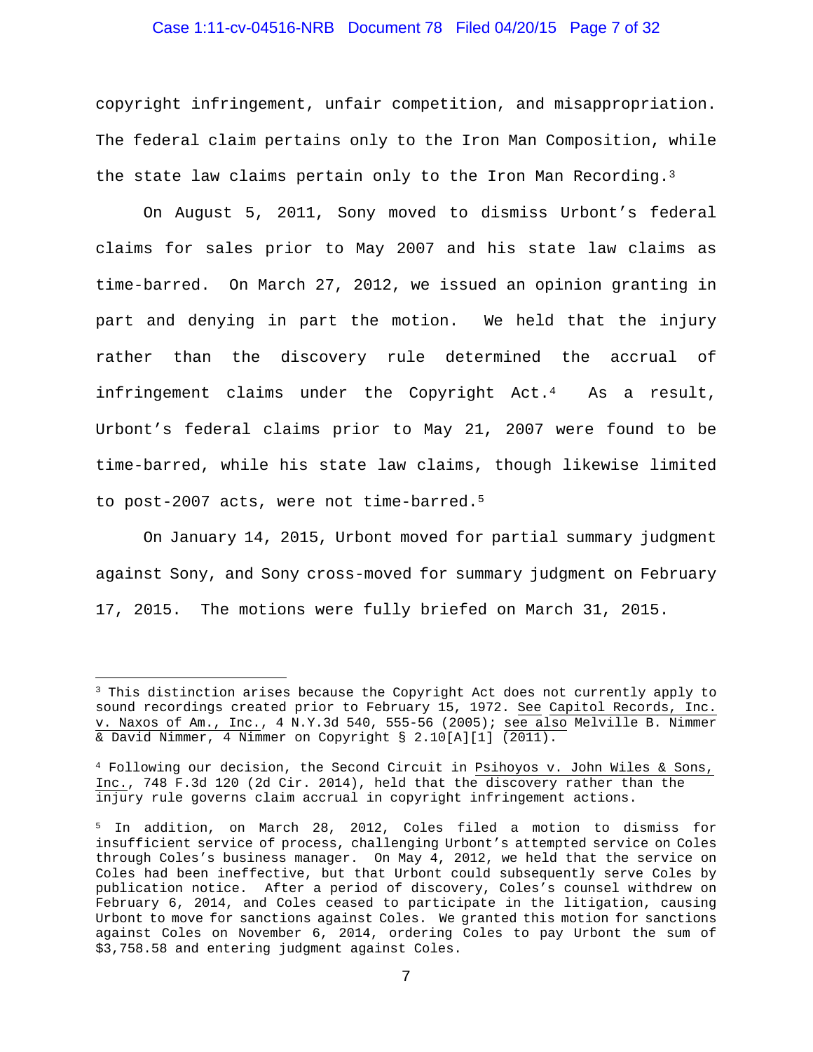copyright infringement, unfair competition, and misappropriation. The federal claim pertains only to the Iron Man Composition, while the state law claims pertain only to the Iron Man Recording.[3]

On August 5, 2011, Sony moved to dismiss Urbont's federal claims for sales prior to May 2007 and his state law claims as time-barred. On March 27, 2012, we issued an opinion granting in part and denying in part the motion. We held that the injury rather than the discovery rule determined the accrual of infringement claims under the Copyright Act.[4] As a result, Urbont's federal claims prior to May 21, 2007 were found to be time-barred, while his state law claims, though likewise limited to post-2007 acts, were not time-barred.[5]

On January 14, 2015, Urbont moved for partial summary judgment against Sony, and Sony cross-moved for summary judgment on February 17, 2015. The motions were fully briefed on March 31, 2015.

---

[3] This distinction arises because the Copyright Act does not currently apply to sound recordings created prior to February 15, 1972. See Capitol Records, Inc. v. Naxos of Am., Inc., 4 N.Y.3d 540, 555-56 (2005); see also Melville B. Nimmer & David Nimmer, 4 Nimmer on Copyright § 2.10[A][1] (2011).

[4] Following our decision, the Second Circuit in Psihoyos v. John Wiles & Sons, Inc., 748 F.3d 120 (2d Cir. 2014), held that the discovery rather than the injury rule governs claim accrual in copyright infringement actions.

[5] In addition, on March 28, 2012, Coles filed a motion to dismiss for insufficient service of process, challenging Urbont's attempted service on Coles through Coles's business manager. On May 4, 2012, we held that the service on Coles had been ineffective, but that Urbont could subsequently serve Coles by publication notice. After a period of discovery, Coles's counsel withdrew on February 6, 2014, and Coles ceased to participate in the litigation, causing Urbont to move for sanctions against Coles. We granted this motion for sanctions against Coles on November 6, 2014, ordering Coles to pay Urbont the sum of $3,758.58 and entering judgment against Coles.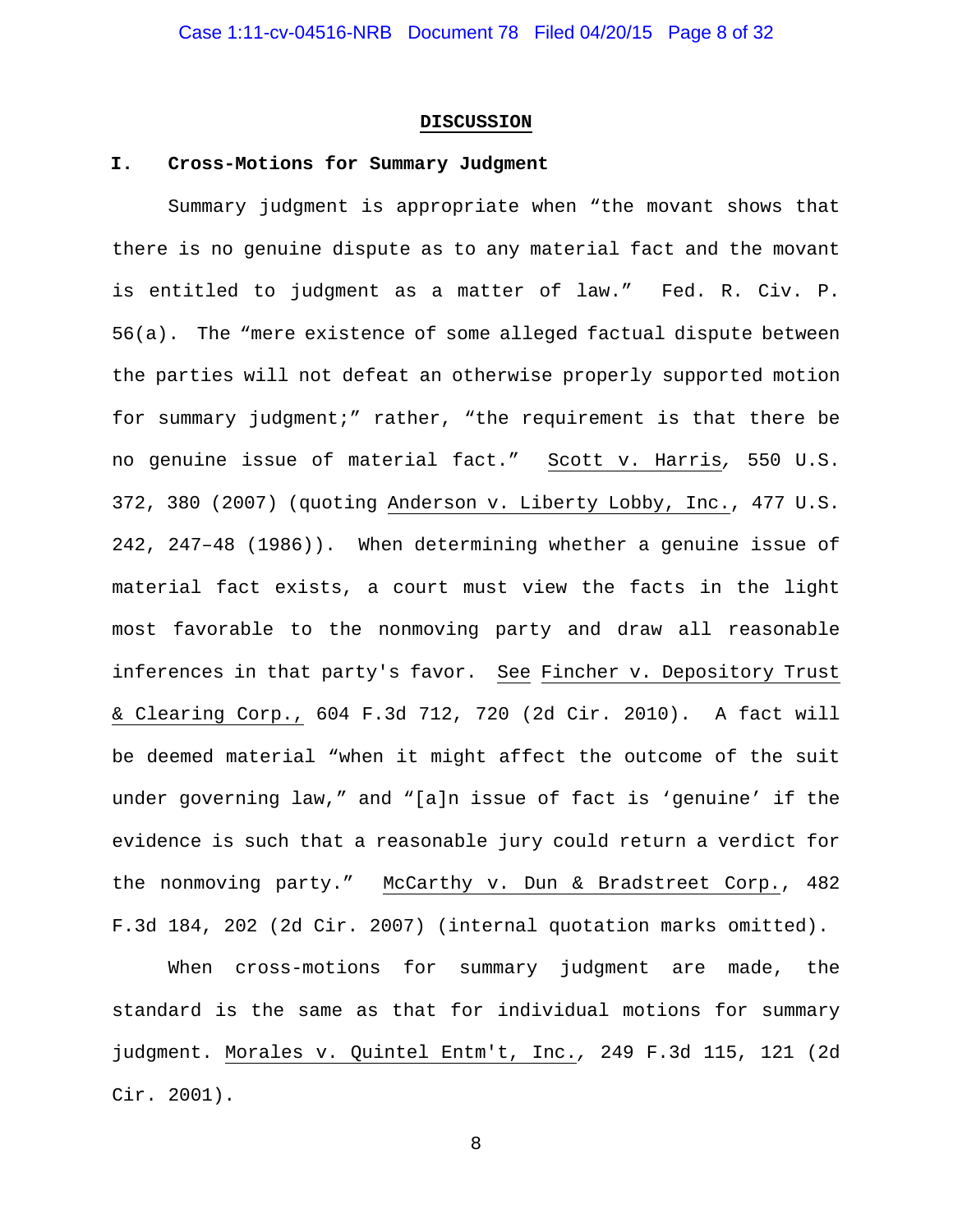## DISCUSSION

### I. Cross-Motions for Summary Judgment

Summary judgment is appropriate when "the movant shows that there is no genuine dispute as to any material fact and the movant is entitled to judgment as a matter of law." Fed. R. Civ. P. 56(a). The "mere existence of some alleged factual dispute between the parties will not defeat an otherwise properly supported motion for summary judgment;" rather, "the requirement is that there be no genuine issue of material fact." Scott v. Harris, 550 U.S. 372, 380 (2007) (quoting Anderson v. Liberty Lobby, Inc., 477 U.S. 242, 247–48 (1986)). When determining whether a genuine issue of material fact exists, a court must view the facts in the light most favorable to the nonmoving party and draw all reasonable inferences in that party's favor. See Fincher v. Depository Trust & Clearing Corp., 604 F.3d 712, 720 (2d Cir. 2010). A fact will be deemed material "when it might affect the outcome of the suit under governing law," and "[a]n issue of fact is 'genuine' if the evidence is such that a reasonable jury could return a verdict for the nonmoving party." McCarthy v. Dun & Bradstreet Corp., 482 F.3d 184, 202 (2d Cir. 2007) (internal quotation marks omitted).

When cross-motions for summary judgment are made, the standard is the same as that for individual motions for summary judgment. Morales v. Quintel Entm't, Inc., 249 F.3d 115, 121 (2d Cir. 2001).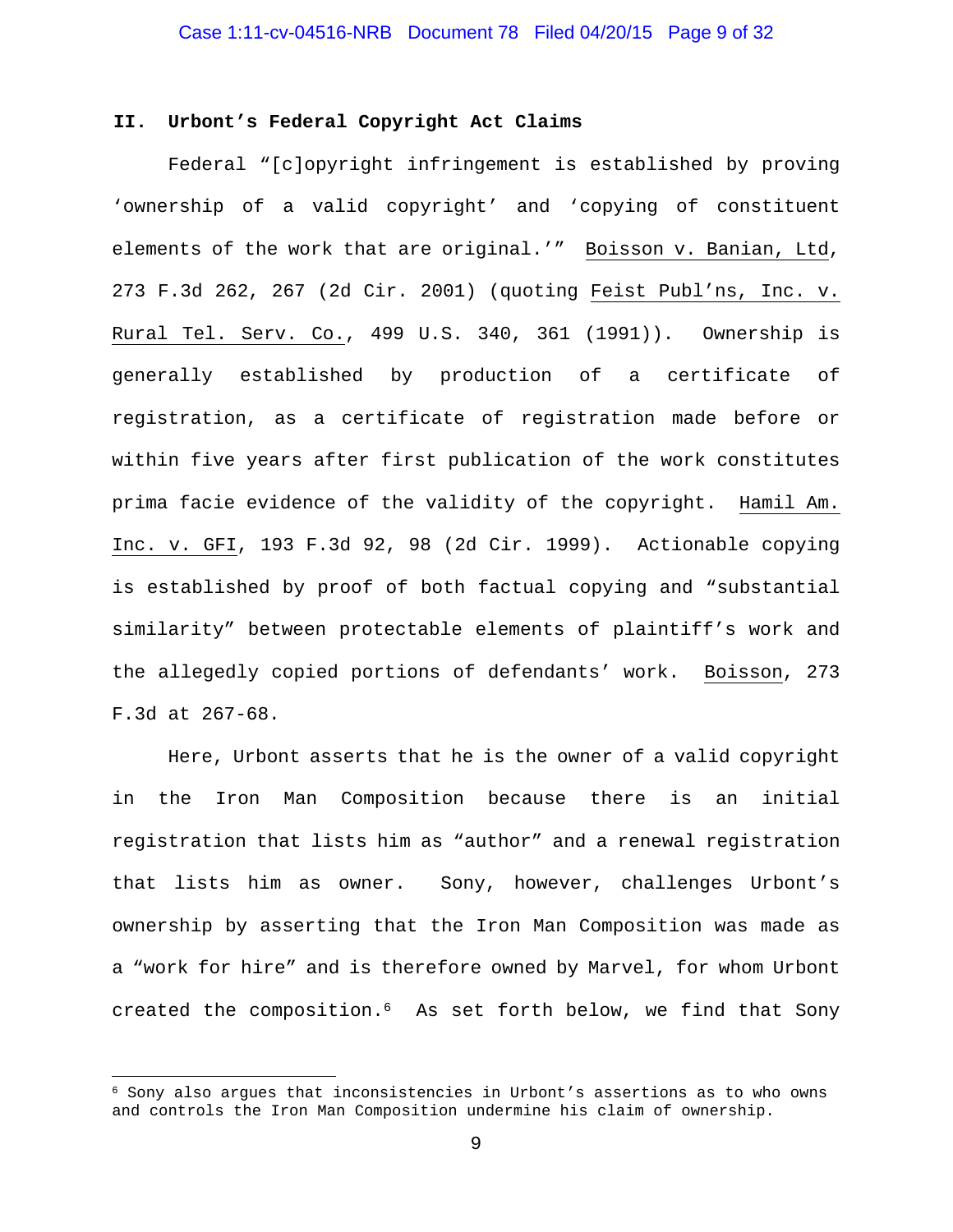## II. Urbont's Federal Copyright Act Claims

Federal "[c]opyright infringement is established by proving 'ownership of a valid copyright' and 'copying of constituent elements of the work that are original.'" Boisson v. Banian, Ltd, 273 F.3d 262, 267 (2d Cir. 2001) (quoting Feist Publ'ns, Inc. v. Rural Tel. Serv. Co., 499 U.S. 340, 361 (1991)). Ownership is generally established by production of a certificate of registration, as a certificate of registration made before or within five years after first publication of the work constitutes prima facie evidence of the validity of the copyright. Hamil Am. Inc. v. GFI, 193 F.3d 92, 98 (2d Cir. 1999). Actionable copying is established by proof of both factual copying and "substantial similarity" between protectable elements of plaintiff's work and the allegedly copied portions of defendants' work. Boisson, 273 F.3d at 267-68.

Here, Urbont asserts that he is the owner of a valid copyright in the Iron Man Composition because there is an initial registration that lists him as "author" and a renewal registration that lists him as owner. Sony, however, challenges Urbont's ownership by asserting that the Iron Man Composition was made as a "work for hire" and is therefore owned by Marvel, for whom Urbont created the composition.[6] As set forth below, we find that Sony

[6] Sony also argues that inconsistencies in Urbont's assertions as to who owns and controls the Iron Man Composition undermine his claim of ownership.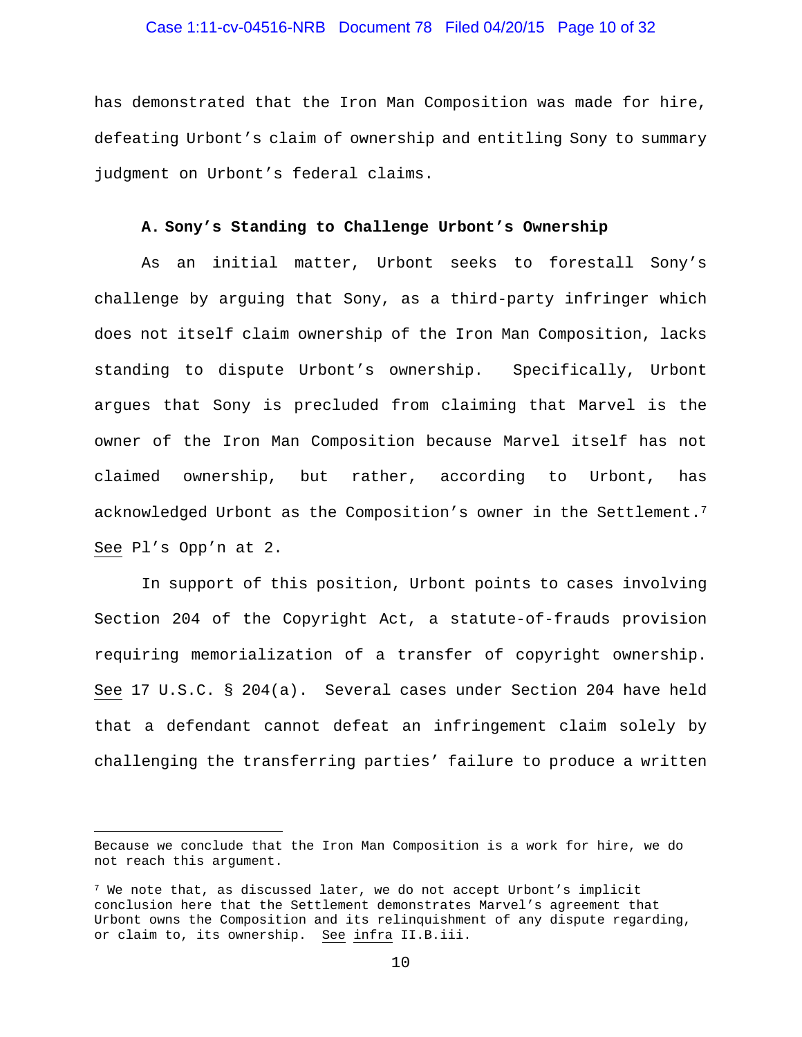has demonstrated that the Iron Man Composition was made for hire, defeating Urbont's claim of ownership and entitling Sony to summary judgment on Urbont's federal claims.

### A. Sony's Standing to Challenge Urbont's Ownership

As an initial matter, Urbont seeks to forestall Sony's challenge by arguing that Sony, as a third-party infringer which does not itself claim ownership of the Iron Man Composition, lacks standing to dispute Urbont's ownership. Specifically, Urbont argues that Sony is precluded from claiming that Marvel is the owner of the Iron Man Composition because Marvel itself has not claimed ownership, but rather, according to Urbont, has acknowledged Urbont as the Composition's owner in the Settlement.[7] See Pl's Opp'n at 2.

In support of this position, Urbont points to cases involving Section 204 of the Copyright Act, a statute-of-frauds provision requiring memorialization of a transfer of copyright ownership. See 17 U.S.C. § 204(a). Several cases under Section 204 have held that a defendant cannot defeat an infringement claim solely by challenging the transferring parties' failure to produce a written

---

Because we conclude that the Iron Man Composition is a work for hire, we do not reach this argument.

[7] We note that, as discussed later, we do not accept Urbont's implicit conclusion here that the Settlement demonstrates Marvel's agreement that Urbont owns the Composition and its relinquishment of any dispute regarding, or claim to, its ownership. See infra II.B.iii.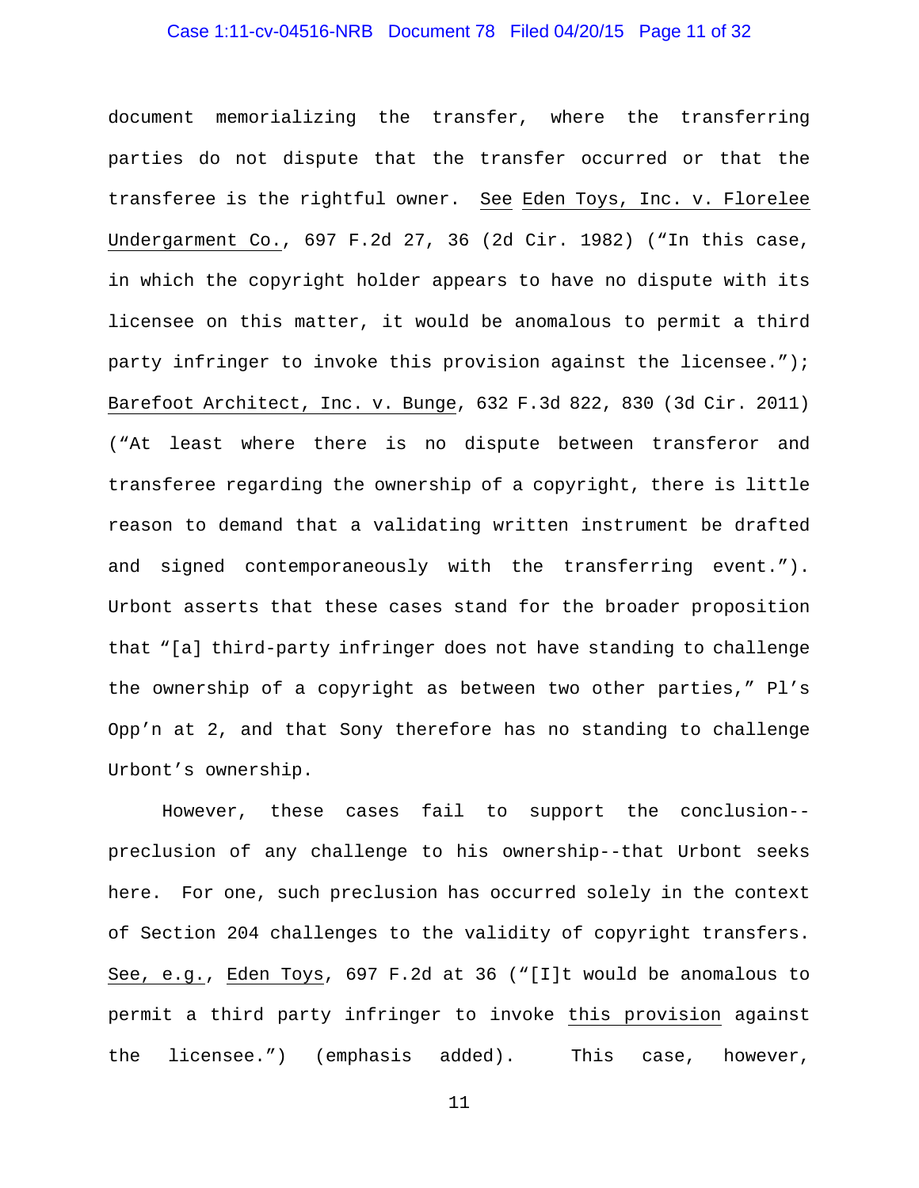document memorializing the transfer, where the transferring parties do not dispute that the transfer occurred or that the transferee is the rightful owner. See Eden Toys, Inc. v. Florelee Undergarment Co., 697 F.2d 27, 36 (2d Cir. 1982) ("In this case, in which the copyright holder appears to have no dispute with its licensee on this matter, it would be anomalous to permit a third party infringer to invoke this provision against the licensee."); Barefoot Architect, Inc. v. Bunge, 632 F.3d 822, 830 (3d Cir. 2011) ("At least where there is no dispute between transferor and transferee regarding the ownership of a copyright, there is little reason to demand that a validating written instrument be drafted and signed contemporaneously with the transferring event."). Urbont asserts that these cases stand for the broader proposition that "[a] third-party infringer does not have standing to challenge the ownership of a copyright as between two other parties," Pl's Opp'n at 2, and that Sony therefore has no standing to challenge Urbont's ownership.

However, these cases fail to support the conclusion--preclusion of any challenge to his ownership--that Urbont seeks here. For one, such preclusion has occurred solely in the context of Section 204 challenges to the validity of copyright transfers. See, e.g., Eden Toys, 697 F.2d at 36 ("[I]t would be anomalous to permit a third party infringer to invoke this provision against the licensee.") (emphasis added). This case, however,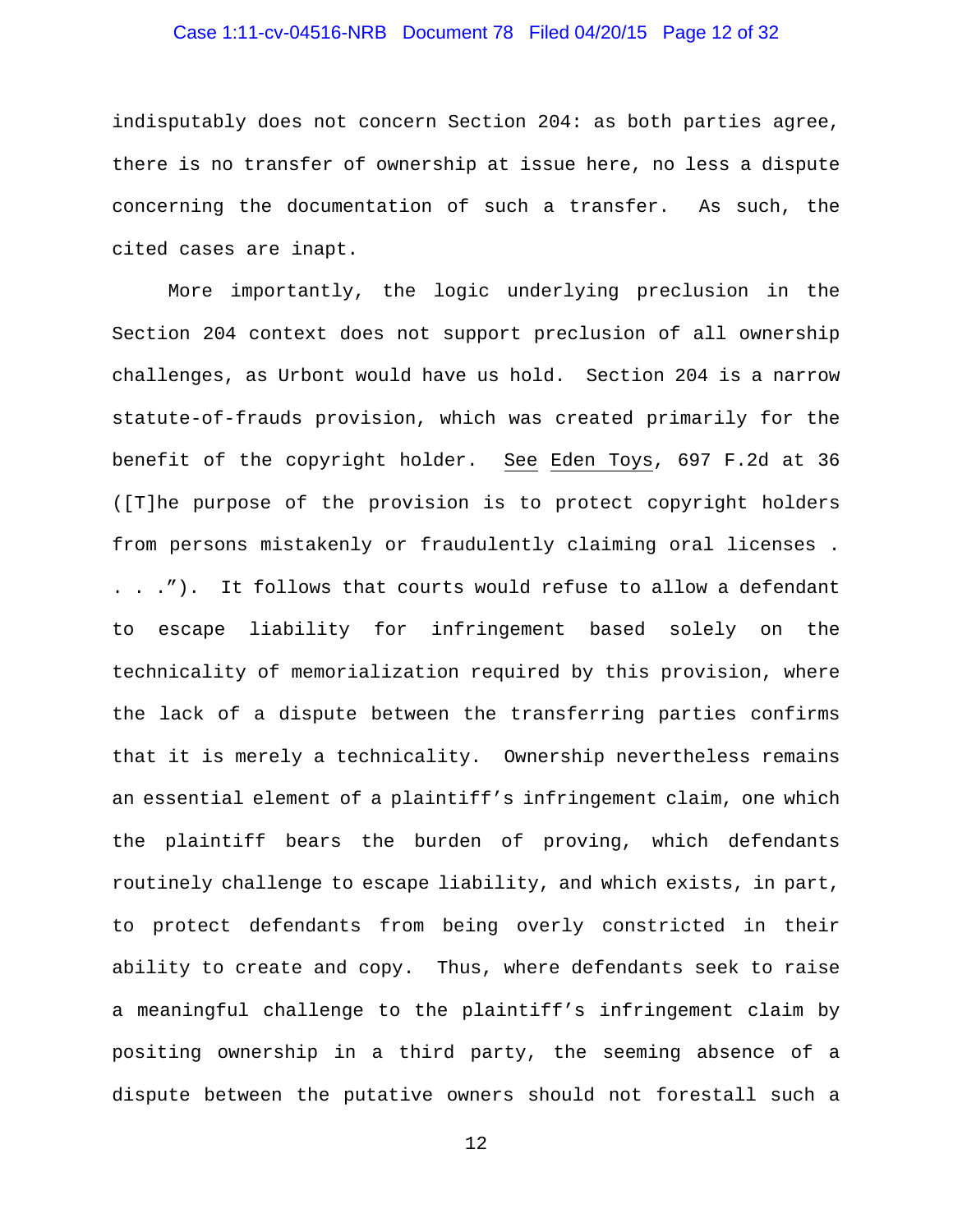indisputably does not concern Section 204: as both parties agree, there is no transfer of ownership at issue here, no less a dispute concerning the documentation of such a transfer. As such, the cited cases are inapt.

More importantly, the logic underlying preclusion in the Section 204 context does not support preclusion of all ownership challenges, as Urbont would have us hold. Section 204 is a narrow statute-of-frauds provision, which was created primarily for the benefit of the copyright holder. See Eden Toys, 697 F.2d at 36 ([T]he purpose of the provision is to protect copyright holders from persons mistakenly or fraudulently claiming oral licenses . . . ."). It follows that courts would refuse to allow a defendant to escape liability for infringement based solely on the technicality of memorialization required by this provision, where the lack of a dispute between the transferring parties confirms that it is merely a technicality. Ownership nevertheless remains an essential element of a plaintiff's infringement claim, one which the plaintiff bears the burden of proving, which defendants routinely challenge to escape liability, and which exists, in part, to protect defendants from being overly constricted in their ability to create and copy. Thus, where defendants seek to raise a meaningful challenge to the plaintiff's infringement claim by positing ownership in a third party, the seeming absence of a dispute between the putative owners should not forestall such a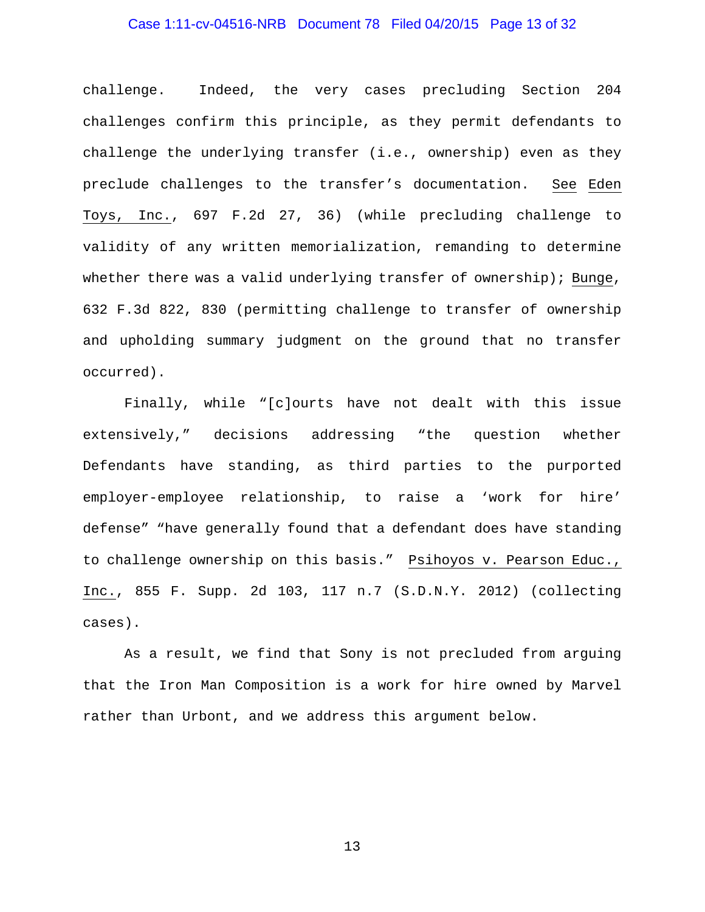challenge. Indeed, the very cases precluding Section 204 challenges confirm this principle, as they permit defendants to challenge the underlying transfer (i.e., ownership) even as they preclude challenges to the transfer's documentation. See Eden Toys, Inc., 697 F.2d 27, 36) (while precluding challenge to validity of any written memorialization, remanding to determine whether there was a valid underlying transfer of ownership); Bunge, 632 F.3d 822, 830 (permitting challenge to transfer of ownership and upholding summary judgment on the ground that no transfer occurred).

Finally, while "[c]ourts have not dealt with this issue extensively," decisions addressing "the question whether Defendants have standing, as third parties to the purported employer-employee relationship, to raise a 'work for hire' defense" "have generally found that a defendant does have standing to challenge ownership on this basis." Psihoyos v. Pearson Educ., Inc., 855 F. Supp. 2d 103, 117 n.7 (S.D.N.Y. 2012) (collecting cases).

As a result, we find that Sony is not precluded from arguing that the Iron Man Composition is a work for hire owned by Marvel rather than Urbont, and we address this argument below.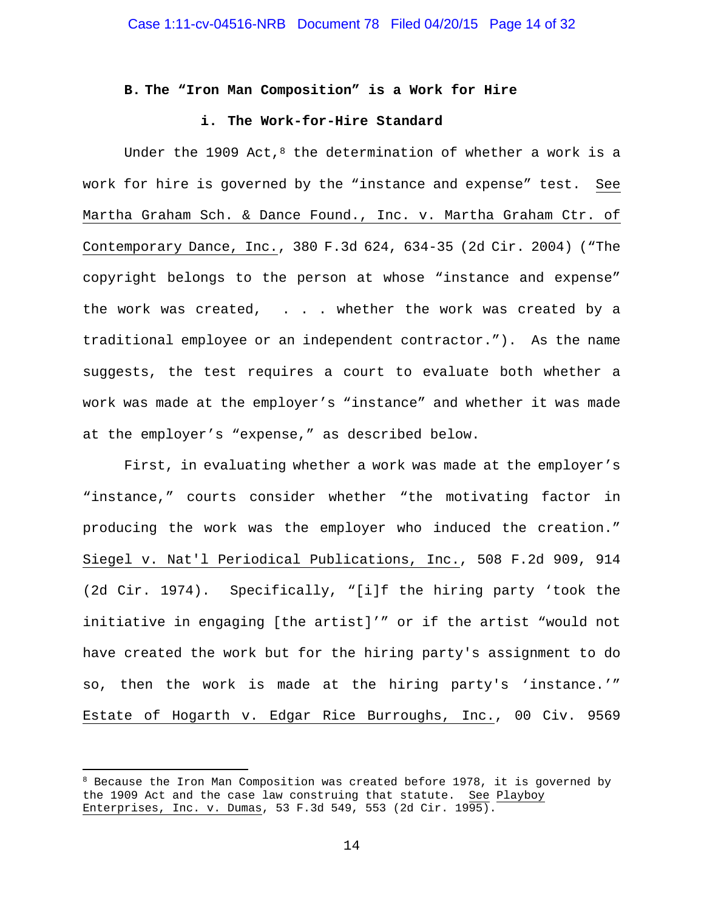### B. The "Iron Man Composition" is a Work for Hire

#### i. The Work-for-Hire Standard

Under the 1909 Act,[8] the determination of whether a work is a work for hire is governed by the "instance and expense" test. See Martha Graham Sch. & Dance Found., Inc. v. Martha Graham Ctr. of Contemporary Dance, Inc., 380 F.3d 624, 634-35 (2d Cir. 2004) ("The copyright belongs to the person at whose "instance and expense" the work was created, . . . whether the work was created by a traditional employee or an independent contractor."). As the name suggests, the test requires a court to evaluate both whether a work was made at the employer's "instance" and whether it was made at the employer's "expense," as described below.

First, in evaluating whether a work was made at the employer's "instance," courts consider whether "the motivating factor in producing the work was the employer who induced the creation." Siegel v. Nat'l Periodical Publications, Inc., 508 F.2d 909, 914 (2d Cir. 1974). Specifically, "[i]f the hiring party 'took the initiative in engaging [the artist]'" or if the artist "would not have created the work but for the hiring party's assignment to do so, then the work is made at the hiring party's 'instance.'" Estate of Hogarth v. Edgar Rice Burroughs, Inc., 00 Civ. 9569

---

[8] Because the Iron Man Composition was created before 1978, it is governed by the 1909 Act and the case law construing that statute. See Playboy Enterprises, Inc. v. Dumas, 53 F.3d 549, 553 (2d Cir. 1995).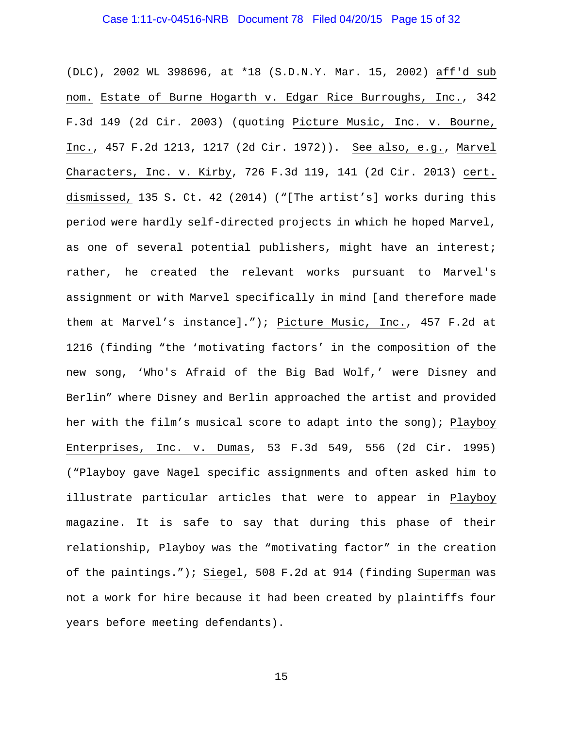(DLC), 2002 WL 398696, at *18 (S.D.N.Y. Mar. 15, 2002) _aff'd sub nom._ _Estate of Burne Hogarth v. Edgar Rice Burroughs, Inc._, 342 F.3d 149 (2d Cir. 2003) (quoting _Picture Music, Inc. v. Bourne, Inc._, 457 F.2d 1213, 1217 (2d Cir. 1972)). _See also, e.g._, _Marvel Characters, Inc. v. Kirby_, 726 F.3d 119, 141 (2d Cir. 2013) _cert. dismissed,_ 135 S. Ct. 42 (2014) ("[The artist's] works during this period were hardly self-directed projects in which he hoped Marvel, as one of several potential publishers, might have an interest; rather, he created the relevant works pursuant to Marvel's assignment or with Marvel specifically in mind [and therefore made them at Marvel's instance]."); _Picture Music, Inc._, 457 F.2d at 1216 (finding "the 'motivating factors' in the composition of the new song, 'Who's Afraid of the Big Bad Wolf,' were Disney and Berlin" where Disney and Berlin approached the artist and provided her with the film's musical score to adapt into the song); _Playboy Enterprises, Inc. v. Dumas_, 53 F.3d 549, 556 (2d Cir. 1995) ("Playboy gave Nagel specific assignments and often asked him to illustrate particular articles that were to appear in _Playboy_ magazine. It is safe to say that during this phase of their relationship, Playboy was the "motivating factor" in the creation of the paintings."); _Siegel_, 508 F.2d at 914 (finding _Superman_ was not a work for hire because it had been created by plaintiffs four years before meeting defendants).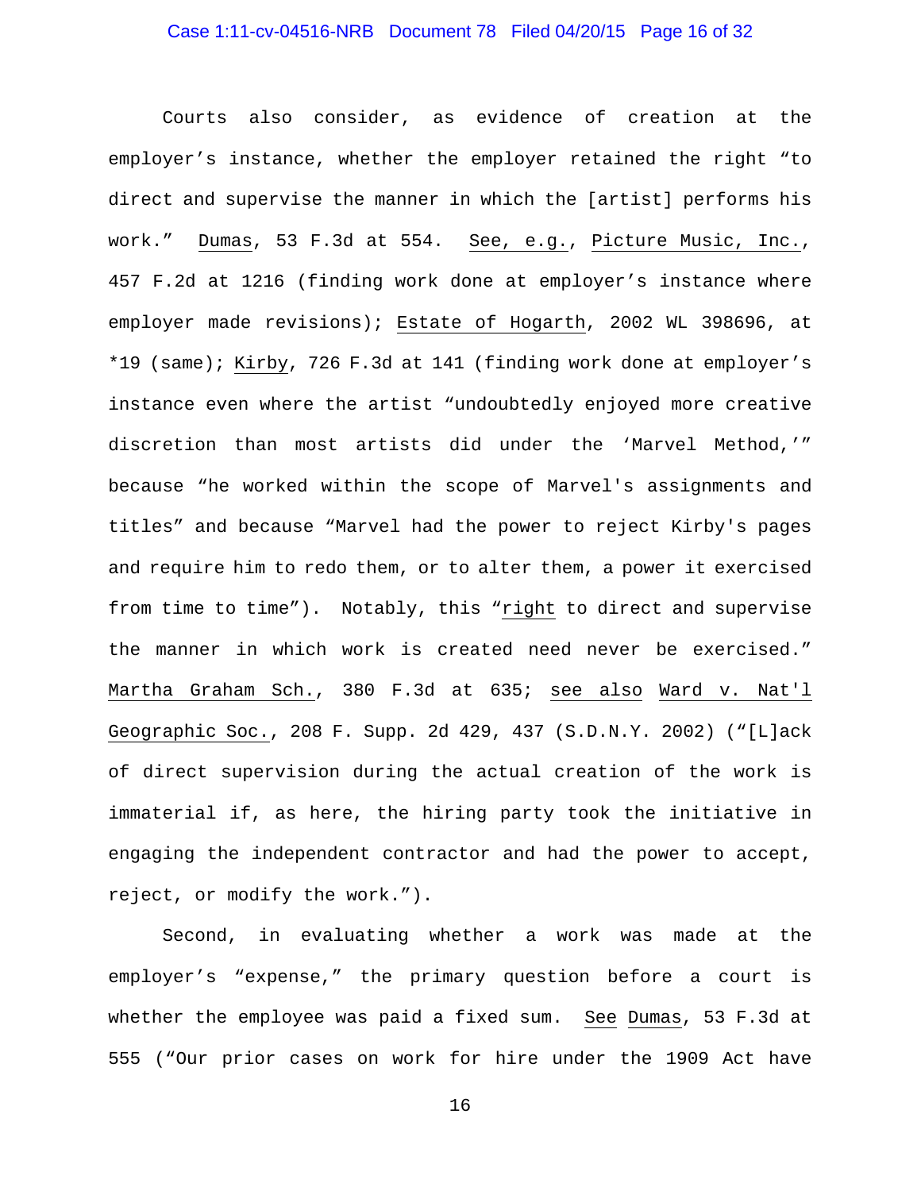Courts also consider, as evidence of creation at the employer's instance, whether the employer retained the right "to direct and supervise the manner in which the [artist] performs his work." Dumas, 53 F.3d at 554. See, e.g., Picture Music, Inc., 457 F.2d at 1216 (finding work done at employer's instance where employer made revisions); Estate of Hogarth, 2002 WL 398696, at *19 (same); Kirby, 726 F.3d at 141 (finding work done at employer's instance even where the artist "undoubtedly enjoyed more creative discretion than most artists did under the 'Marvel Method,'" because "he worked within the scope of Marvel's assignments and titles" and because "Marvel had the power to reject Kirby's pages and require him to redo them, or to alter them, a power it exercised from time to time"). Notably, this "right to direct and supervise the manner in which work is created need never be exercised." Martha Graham Sch., 380 F.3d at 635; see also Ward v. Nat'l Geographic Soc., 208 F. Supp. 2d 429, 437 (S.D.N.Y. 2002) ("[L]ack of direct supervision during the actual creation of the work is immaterial if, as here, the hiring party took the initiative in engaging the independent contractor and had the power to accept, reject, or modify the work.").

Second, in evaluating whether a work was made at the employer's "expense," the primary question before a court is whether the employee was paid a fixed sum. See Dumas, 53 F.3d at 555 ("Our prior cases on work for hire under the 1909 Act have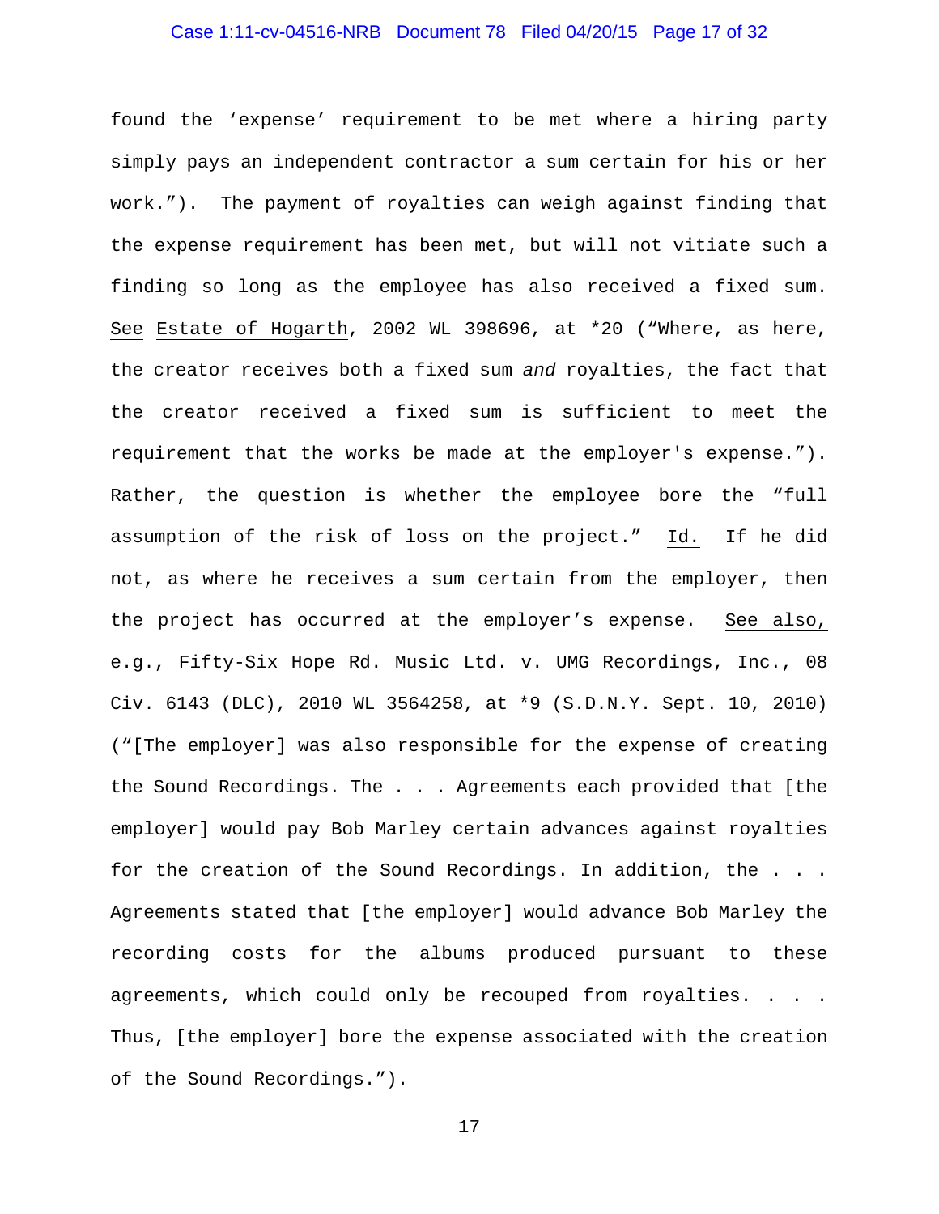found the 'expense' requirement to be met where a hiring party simply pays an independent contractor a sum certain for his or her work."). The payment of royalties can weigh against finding that the expense requirement has been met, but will not vitiate such a finding so long as the employee has also received a fixed sum. See Estate of Hogarth, 2002 WL 398696, at *20 ("Where, as here, the creator receives both a fixed sum *and* royalties, the fact that the creator received a fixed sum is sufficient to meet the requirement that the works be made at the employer's expense."). Rather, the question is whether the employee bore the "full assumption of the risk of loss on the project." Id. If he did not, as where he receives a sum certain from the employer, then the project has occurred at the employer's expense. See also, e.g., Fifty-Six Hope Rd. Music Ltd. v. UMG Recordings, Inc., 08 Civ. 6143 (DLC), 2010 WL 3564258, at *9 (S.D.N.Y. Sept. 10, 2010) ("[The employer] was also responsible for the expense of creating the Sound Recordings. The . . . Agreements each provided that [the employer] would pay Bob Marley certain advances against royalties for the creation of the Sound Recordings. In addition, the . . . Agreements stated that [the employer] would advance Bob Marley the recording costs for the albums produced pursuant to these agreements, which could only be recouped from royalties. . . . Thus, [the employer] bore the expense associated with the creation of the Sound Recordings.").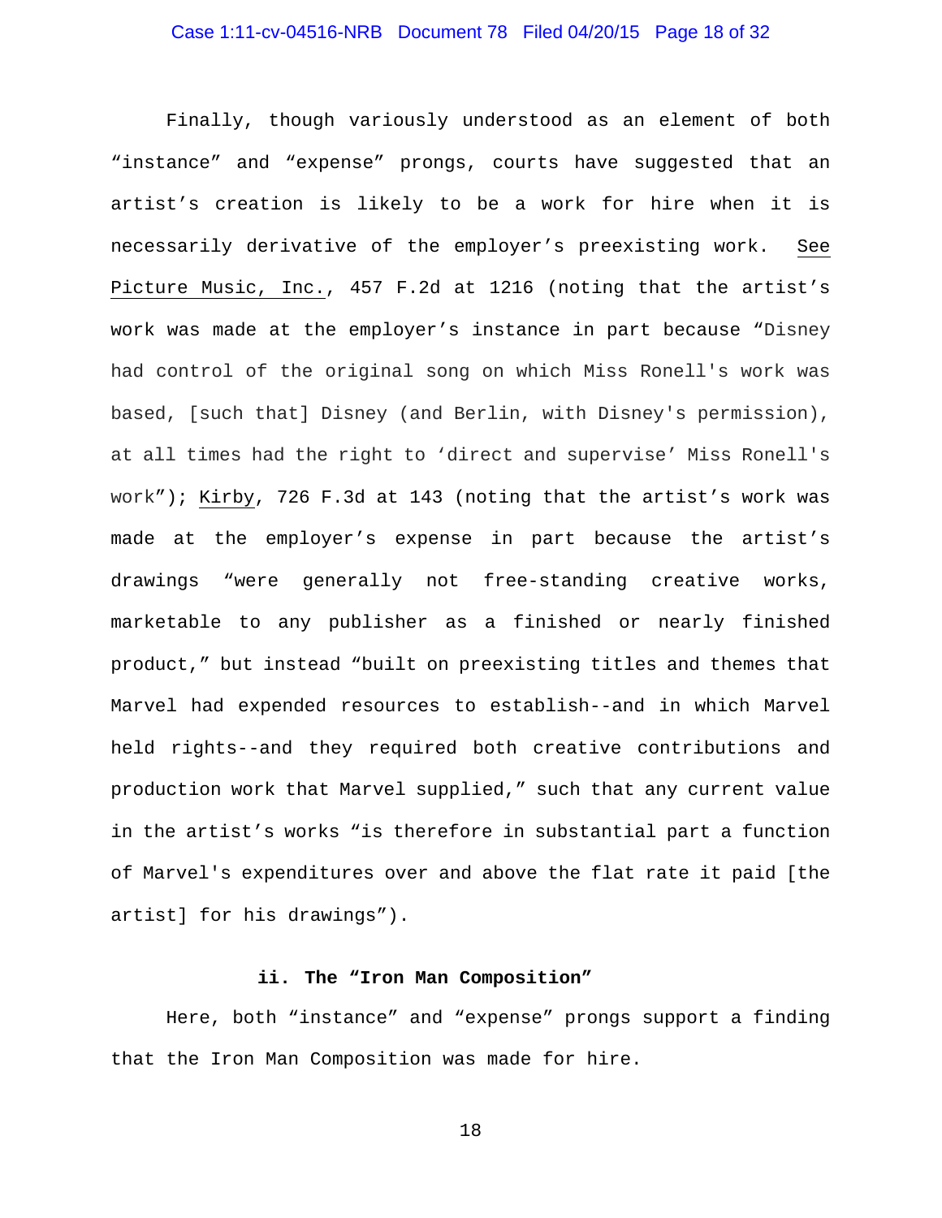Finally, though variously understood as an element of both "instance" and "expense" prongs, courts have suggested that an artist's creation is likely to be a work for hire when it is necessarily derivative of the employer's preexisting work. See Picture Music, Inc., 457 F.2d at 1216 (noting that the artist's work was made at the employer's instance in part because "Disney had control of the original song on which Miss Ronell's work was based, [such that] Disney (and Berlin, with Disney's permission), at all times had the right to 'direct and supervise' Miss Ronell's work"); Kirby, 726 F.3d at 143 (noting that the artist's work was made at the employer's expense in part because the artist's drawings "were generally not free-standing creative works, marketable to any publisher as a finished or nearly finished product," but instead "built on preexisting titles and themes that Marvel had expended resources to establish--and in which Marvel held rights--and they required both creative contributions and production work that Marvel supplied," such that any current value in the artist's works "is therefore in substantial part a function of Marvel's expenditures over and above the flat rate it paid [the artist] for his drawings").

#### ii. The "Iron Man Composition"

Here, both "instance" and "expense" prongs support a finding that the Iron Man Composition was made for hire.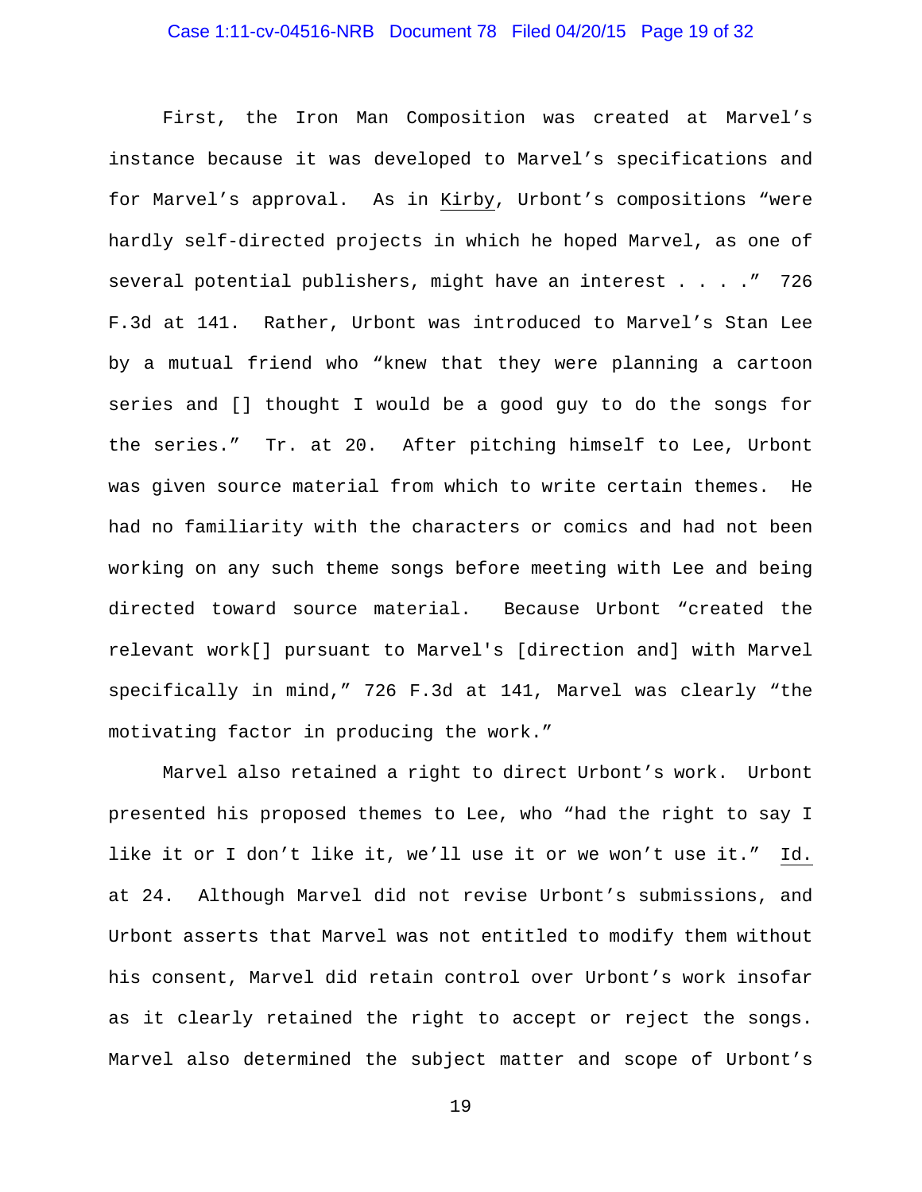First, the Iron Man Composition was created at Marvel's instance because it was developed to Marvel's specifications and for Marvel's approval. As in Kirby, Urbont's compositions "were hardly self-directed projects in which he hoped Marvel, as one of several potential publishers, might have an interest . . . ." 726 F.3d at 141. Rather, Urbont was introduced to Marvel's Stan Lee by a mutual friend who "knew that they were planning a cartoon series and [] thought I would be a good guy to do the songs for the series." Tr. at 20. After pitching himself to Lee, Urbont was given source material from which to write certain themes. He had no familiarity with the characters or comics and had not been working on any such theme songs before meeting with Lee and being directed toward source material. Because Urbont "created the relevant work[] pursuant to Marvel's [direction and] with Marvel specifically in mind," 726 F.3d at 141, Marvel was clearly "the motivating factor in producing the work."

Marvel also retained a right to direct Urbont's work. Urbont presented his proposed themes to Lee, who "had the right to say I like it or I don't like it, we'll use it or we won't use it." Id. at 24. Although Marvel did not revise Urbont's submissions, and Urbont asserts that Marvel was not entitled to modify them without his consent, Marvel did retain control over Urbont's work insofar as it clearly retained the right to accept or reject the songs. Marvel also determined the subject matter and scope of Urbont's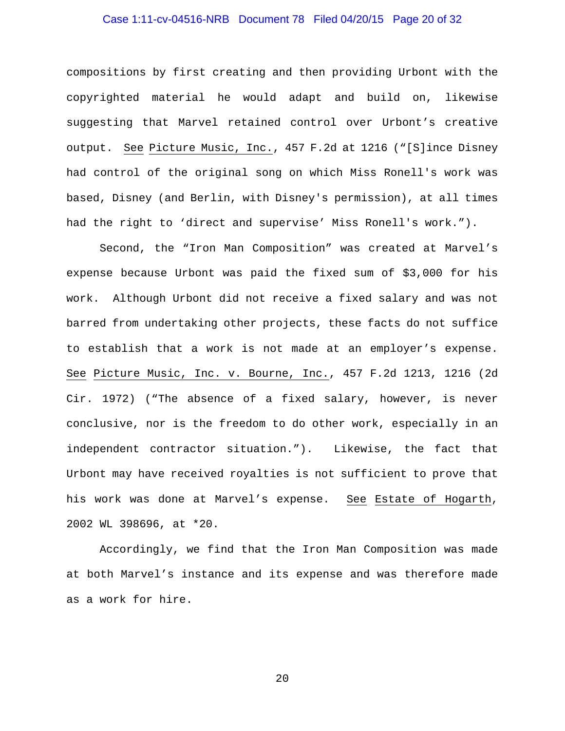compositions by first creating and then providing Urbont with the copyrighted material he would adapt and build on, likewise suggesting that Marvel retained control over Urbont's creative output. See Picture Music, Inc., 457 F.2d at 1216 ("[S]ince Disney had control of the original song on which Miss Ronell's work was based, Disney (and Berlin, with Disney's permission), at all times had the right to 'direct and supervise' Miss Ronell's work.").

Second, the "Iron Man Composition" was created at Marvel's expense because Urbont was paid the fixed sum of $3,000 for his work. Although Urbont did not receive a fixed salary and was not barred from undertaking other projects, these facts do not suffice to establish that a work is not made at an employer's expense. See Picture Music, Inc. v. Bourne, Inc., 457 F.2d 1213, 1216 (2d Cir. 1972) ("The absence of a fixed salary, however, is never conclusive, nor is the freedom to do other work, especially in an independent contractor situation."). Likewise, the fact that Urbont may have received royalties is not sufficient to prove that his work was done at Marvel's expense. See Estate of Hogarth, 2002 WL 398696, at *20.

Accordingly, we find that the Iron Man Composition was made at both Marvel's instance and its expense and was therefore made as a work for hire.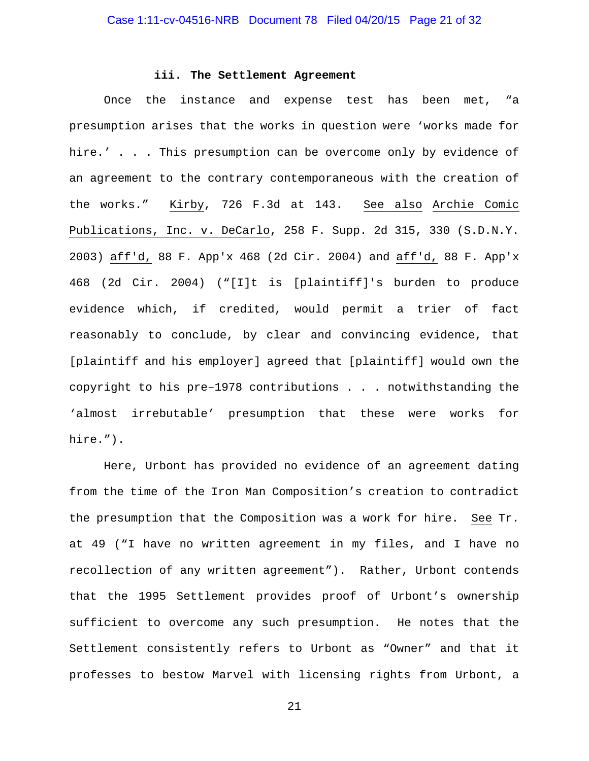### iii. The Settlement Agreement

Once the instance and expense test has been met, "a presumption arises that the works in question were 'works made for hire.' . . . This presumption can be overcome only by evidence of an agreement to the contrary contemporaneous with the creation of the works." Kirby, 726 F.3d at 143. See also Archie Comic Publications, Inc. v. DeCarlo, 258 F. Supp. 2d 315, 330 (S.D.N.Y. 2003) aff'd, 88 F. App'x 468 (2d Cir. 2004) and aff'd, 88 F. App'x 468 (2d Cir. 2004) ("[I]t is [plaintiff]'s burden to produce evidence which, if credited, would permit a trier of fact reasonably to conclude, by clear and convincing evidence, that [plaintiff and his employer] agreed that [plaintiff] would own the copyright to his pre–1978 contributions . . . notwithstanding the 'almost irrebutable' presumption that these were works for hire.").

Here, Urbont has provided no evidence of an agreement dating from the time of the Iron Man Composition's creation to contradict the presumption that the Composition was a work for hire. See Tr. at 49 ("I have no written agreement in my files, and I have no recollection of any written agreement"). Rather, Urbont contends that the 1995 Settlement provides proof of Urbont's ownership sufficient to overcome any such presumption. He notes that the Settlement consistently refers to Urbont as "Owner" and that it professes to bestow Marvel with licensing rights from Urbont, a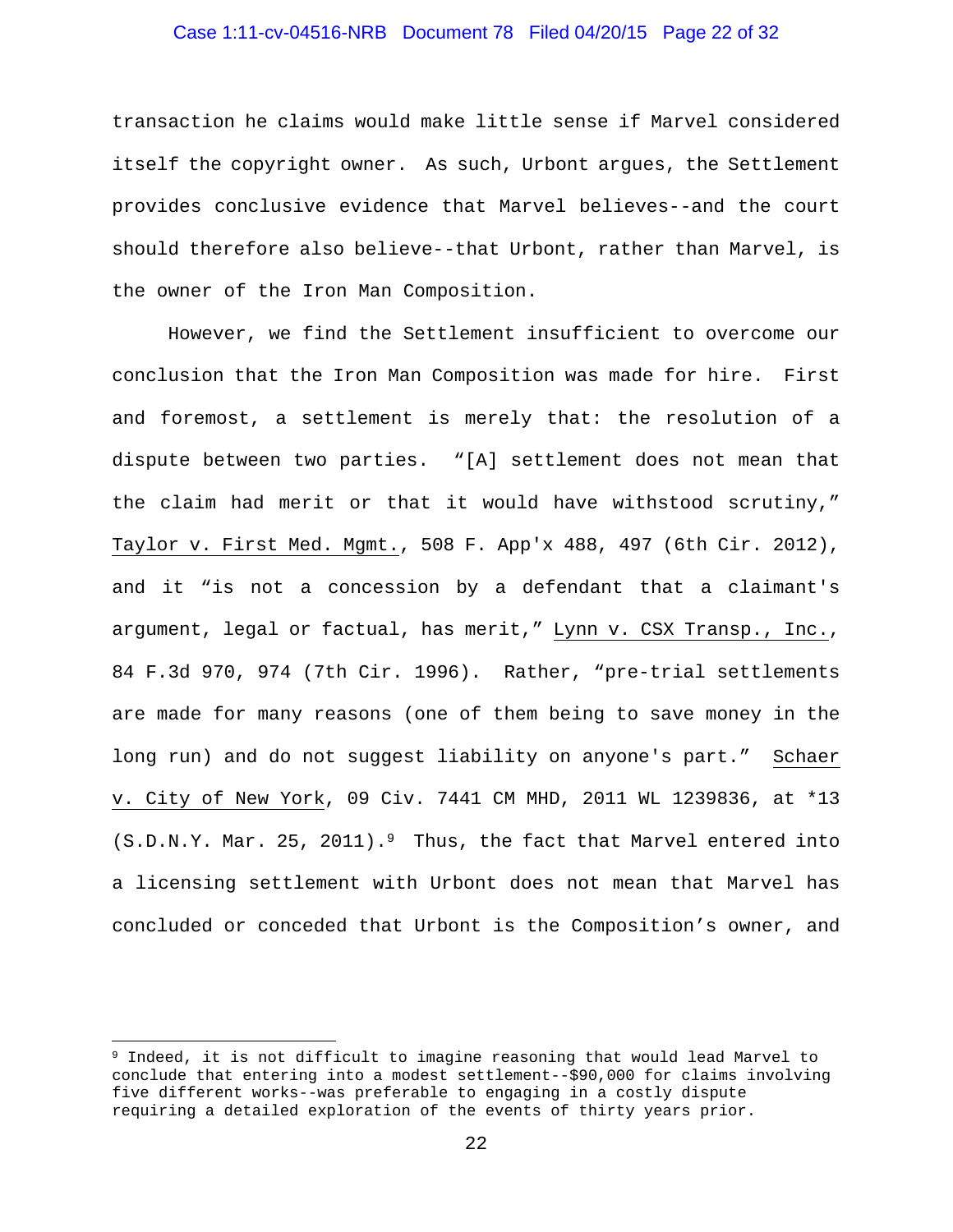transaction he claims would make little sense if Marvel considered itself the copyright owner. As such, Urbont argues, the Settlement provides conclusive evidence that Marvel believes--and the court should therefore also believe--that Urbont, rather than Marvel, is the owner of the Iron Man Composition.

However, we find the Settlement insufficient to overcome our conclusion that the Iron Man Composition was made for hire. First and foremost, a settlement is merely that: the resolution of a dispute between two parties. "[A] settlement does not mean that the claim had merit or that it would have withstood scrutiny," Taylor v. First Med. Mgmt., 508 F. App'x 488, 497 (6th Cir. 2012), and it "is not a concession by a defendant that a claimant's argument, legal or factual, has merit," Lynn v. CSX Transp., Inc., 84 F.3d 970, 974 (7th Cir. 1996). Rather, "pre-trial settlements are made for many reasons (one of them being to save money in the long run) and do not suggest liability on anyone's part." Schaer v. City of New York, 09 Civ. 7441 CM MHD, 2011 WL 1239836, at *13 (S.D.N.Y. Mar. 25, 2011).[9] Thus, the fact that Marvel entered into a licensing settlement with Urbont does not mean that Marvel has concluded or conceded that Urbont is the Composition's owner, and

[9] Indeed, it is not difficult to imagine reasoning that would lead Marvel to conclude that entering into a modest settlement--$90,000 for claims involving five different works--was preferable to engaging in a costly dispute requiring a detailed exploration of the events of thirty years prior.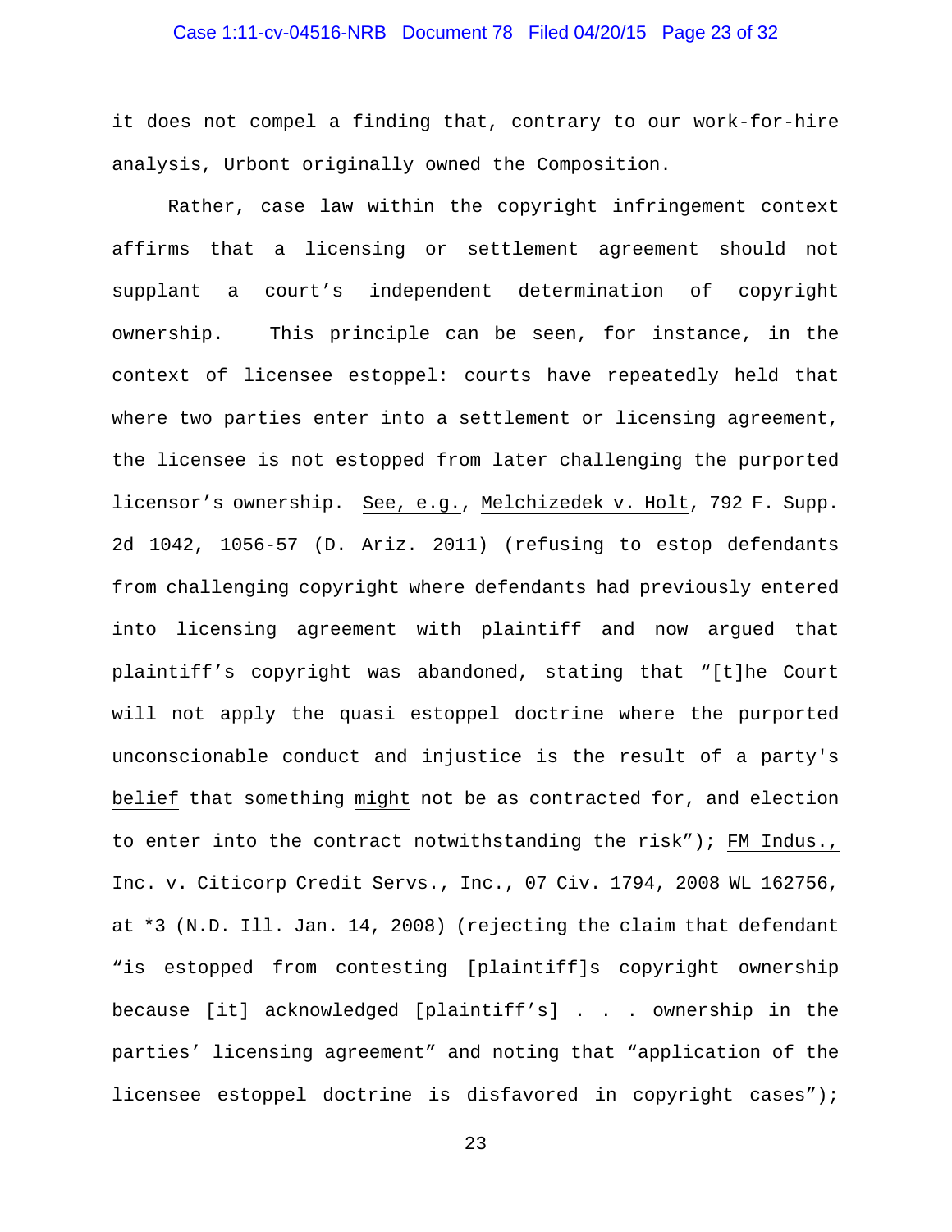it does not compel a finding that, contrary to our work-for-hire analysis, Urbont originally owned the Composition.

Rather, case law within the copyright infringement context affirms that a licensing or settlement agreement should not supplant a court's independent determination of copyright ownership. This principle can be seen, for instance, in the context of licensee estoppel: courts have repeatedly held that where two parties enter into a settlement or licensing agreement, the licensee is not estopped from later challenging the purported licensor's ownership. See, e.g., Melchizedek v. Holt, 792 F. Supp. 2d 1042, 1056-57 (D. Ariz. 2011) (refusing to estop defendants from challenging copyright where defendants had previously entered into licensing agreement with plaintiff and now argued that plaintiff's copyright was abandoned, stating that "[t]he Court will not apply the quasi estoppel doctrine where the purported unconscionable conduct and injustice is the result of a party's belief that something might not be as contracted for, and election to enter into the contract notwithstanding the risk"); FM Indus., Inc. v. Citicorp Credit Servs., Inc., 07 Civ. 1794, 2008 WL 162756, at *3 (N.D. Ill. Jan. 14, 2008) (rejecting the claim that defendant "is estopped from contesting [plaintiff]s copyright ownership because [it] acknowledged [plaintiff's] . . . ownership in the parties' licensing agreement" and noting that "application of the licensee estoppel doctrine is disfavored in copyright cases");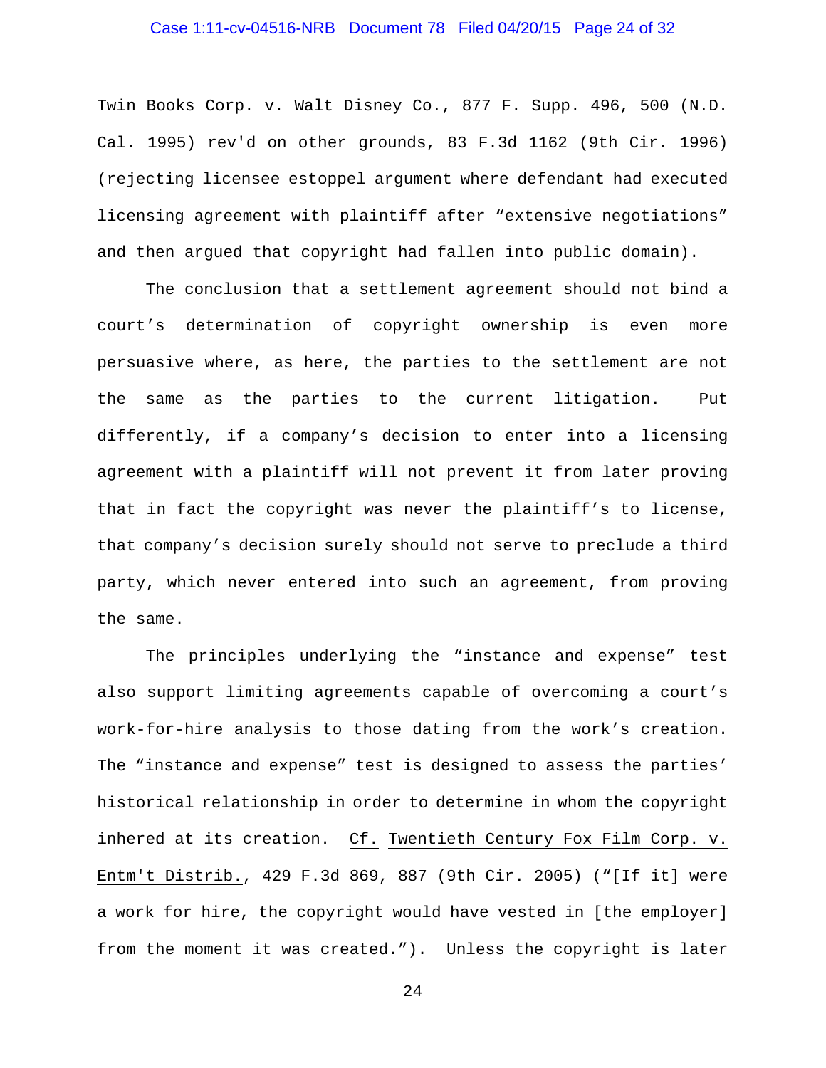Twin Books Corp. v. Walt Disney Co., 877 F. Supp. 496, 500 (N.D. Cal. 1995) rev'd on other grounds, 83 F.3d 1162 (9th Cir. 1996) (rejecting licensee estoppel argument where defendant had executed licensing agreement with plaintiff after "extensive negotiations" and then argued that copyright had fallen into public domain).

The conclusion that a settlement agreement should not bind a court's determination of copyright ownership is even more persuasive where, as here, the parties to the settlement are not the same as the parties to the current litigation. Put differently, if a company's decision to enter into a licensing agreement with a plaintiff will not prevent it from later proving that in fact the copyright was never the plaintiff's to license, that company's decision surely should not serve to preclude a third party, which never entered into such an agreement, from proving the same.

The principles underlying the "instance and expense" test also support limiting agreements capable of overcoming a court's work-for-hire analysis to those dating from the work's creation. The "instance and expense" test is designed to assess the parties' historical relationship in order to determine in whom the copyright inhered at its creation. Cf. Twentieth Century Fox Film Corp. v. Entm't Distrib., 429 F.3d 869, 887 (9th Cir. 2005) ("[If it] were a work for hire, the copyright would have vested in [the employer] from the moment it was created."). Unless the copyright is later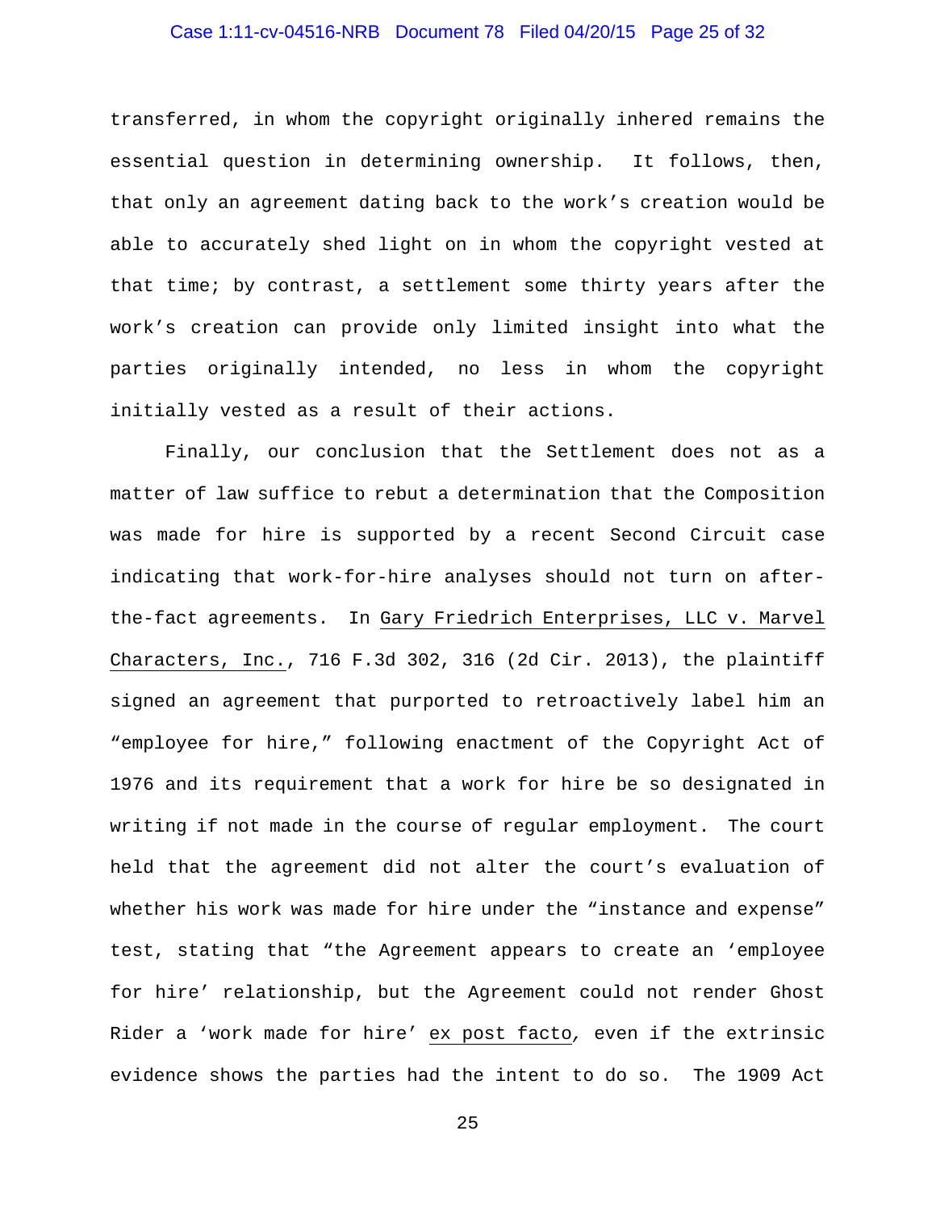transferred, in whom the copyright originally inhered remains the essential question in determining ownership. It follows, then, that only an agreement dating back to the work's creation would be able to accurately shed light on in whom the copyright vested at that time; by contrast, a settlement some thirty years after the work's creation can provide only limited insight into what the parties originally intended, no less in whom the copyright initially vested as a result of their actions.

Finally, our conclusion that the Settlement does not as a matter of law suffice to rebut a determination that the Composition was made for hire is supported by a recent Second Circuit case indicating that work-for-hire analyses should not turn on after-the-fact agreements. In <u>Gary Friedrich Enterprises, LLC v. Marvel Characters, Inc.</u>, 716 F.3d 302, 316 (2d Cir. 2013), the plaintiff signed an agreement that purported to retroactively label him an "employee for hire," following enactment of the Copyright Act of 1976 and its requirement that a work for hire be so designated in writing if not made in the course of regular employment. The court held that the agreement did not alter the court's evaluation of whether his work was made for hire under the "instance and expense" test, stating that "the Agreement appears to create an 'employee for hire' relationship, but the Agreement could not render Ghost Rider a 'work made for hire' <u>ex post facto</u>, even if the extrinsic evidence shows the parties had the intent to do so. The 1909 Act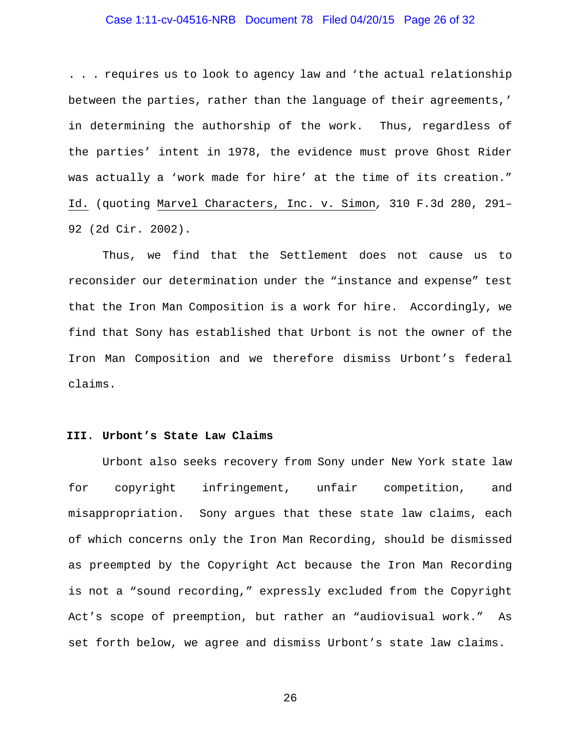. . . requires us to look to agency law and 'the actual relationship between the parties, rather than the language of their agreements,' in determining the authorship of the work. Thus, regardless of the parties' intent in 1978, the evidence must prove Ghost Rider was actually a 'work made for hire' at the time of its creation." Id. (quoting Marvel Characters, Inc. v. Simon, 310 F.3d 280, 291–92 (2d Cir. 2002).

Thus, we find that the Settlement does not cause us to reconsider our determination under the "instance and expense" test that the Iron Man Composition is a work for hire. Accordingly, we find that Sony has established that Urbont is not the owner of the Iron Man Composition and we therefore dismiss Urbont's federal claims.

### III. Urbont's State Law Claims

Urbont also seeks recovery from Sony under New York state law for copyright infringement, unfair competition, and misappropriation. Sony argues that these state law claims, each of which concerns only the Iron Man Recording, should be dismissed as preempted by the Copyright Act because the Iron Man Recording is not a "sound recording," expressly excluded from the Copyright Act's scope of preemption, but rather an "audiovisual work." As set forth below, we agree and dismiss Urbont's state law claims.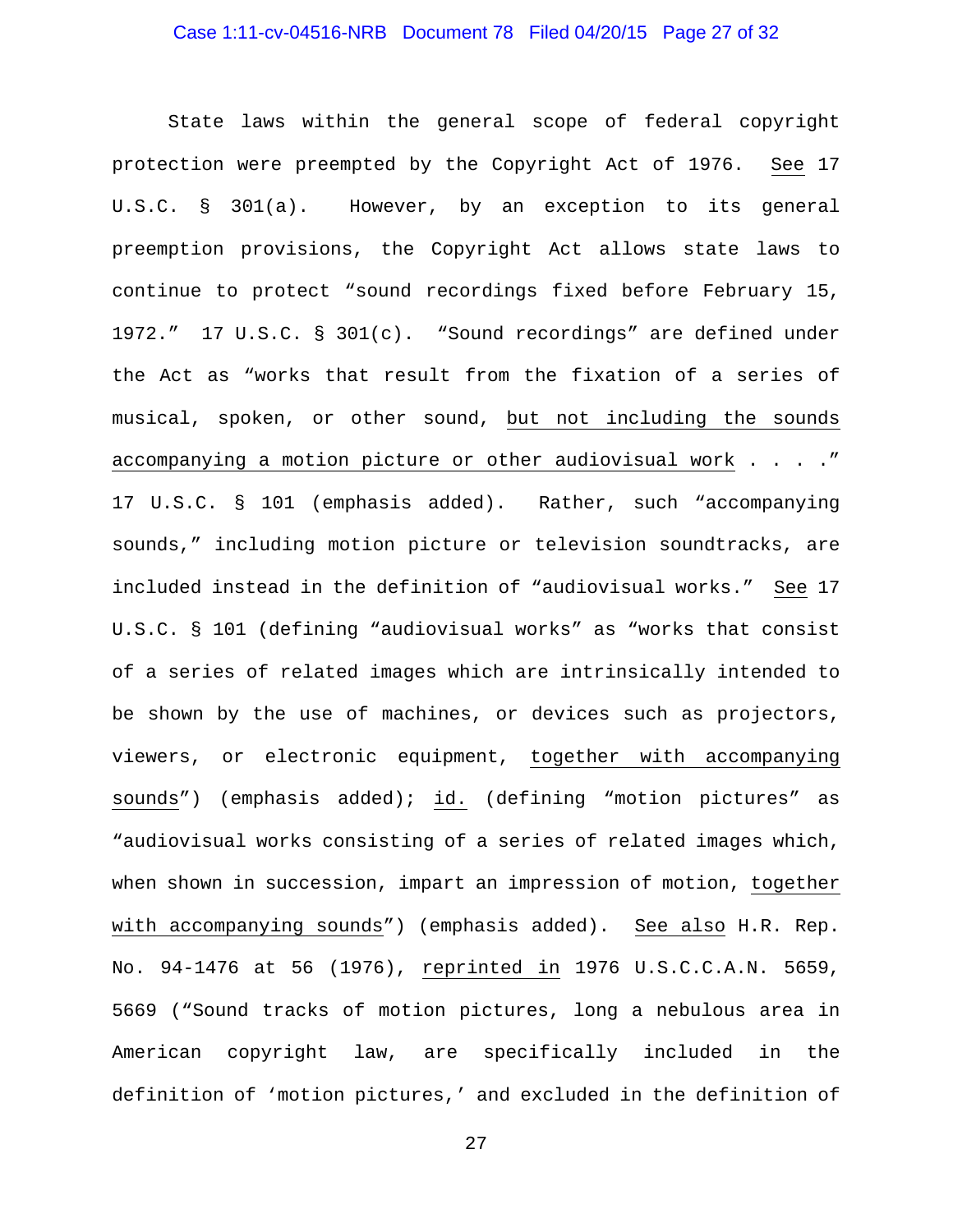State laws within the general scope of federal copyright protection were preempted by the Copyright Act of 1976. See 17 U.S.C. § 301(a). However, by an exception to its general preemption provisions, the Copyright Act allows state laws to continue to protect "sound recordings fixed before February 15, 1972." 17 U.S.C. § 301(c). "Sound recordings" are defined under the Act as "works that result from the fixation of a series of musical, spoken, or other sound, but not including the sounds accompanying a motion picture or other audiovisual work . . . ." 17 U.S.C. § 101 (emphasis added). Rather, such "accompanying sounds," including motion picture or television soundtracks, are included instead in the definition of "audiovisual works." See 17 U.S.C. § 101 (defining "audiovisual works" as "works that consist of a series of related images which are intrinsically intended to be shown by the use of machines, or devices such as projectors, viewers, or electronic equipment, together with accompanying sounds") (emphasis added); id. (defining "motion pictures" as "audiovisual works consisting of a series of related images which, when shown in succession, impart an impression of motion, together with accompanying sounds") (emphasis added). See also H.R. Rep. No. 94-1476 at 56 (1976), reprinted in 1976 U.S.C.C.A.N. 5659, 5669 ("Sound tracks of motion pictures, long a nebulous area in American copyright law, are specifically included in the definition of 'motion pictures,' and excluded in the definition of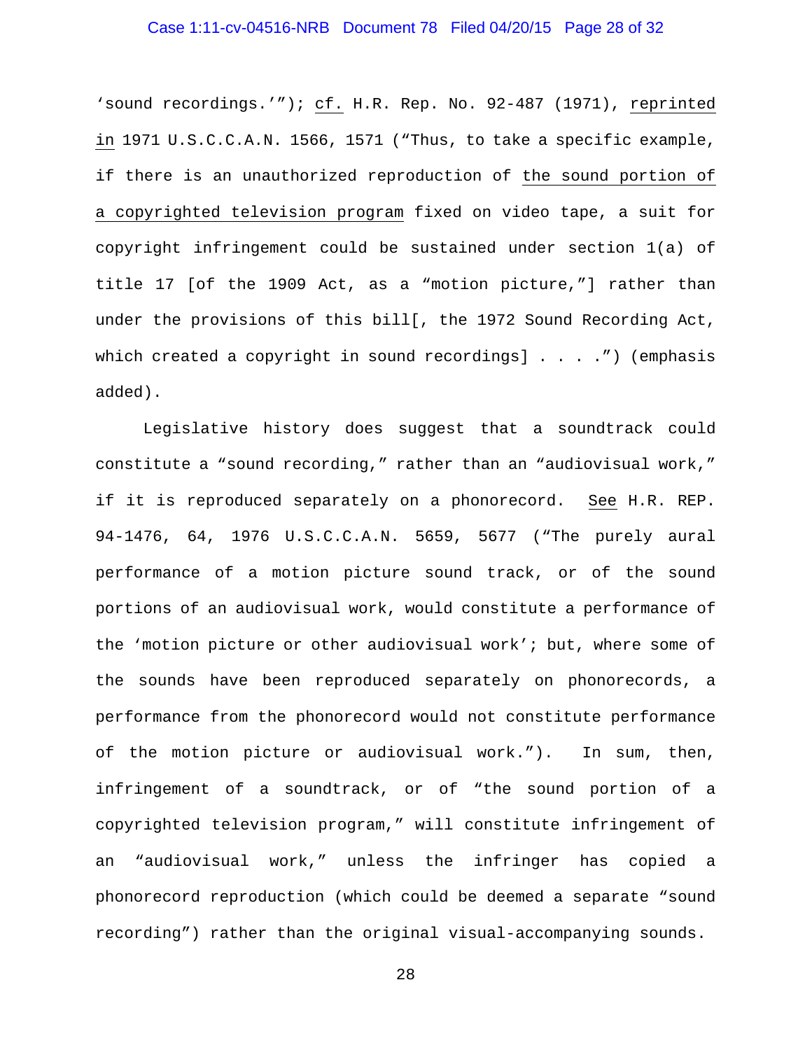'sound recordings.'"); cf. H.R. Rep. No. 92-487 (1971), reprinted in 1971 U.S.C.C.A.N. 1566, 1571 ("Thus, to take a specific example, if there is an unauthorized reproduction of the sound portion of a copyrighted television program fixed on video tape, a suit for copyright infringement could be sustained under section 1(a) of title 17 [of the 1909 Act, as a "motion picture,"] rather than under the provisions of this bill[, the 1972 Sound Recording Act, which created a copyright in sound recordings] . . . .") (emphasis added).

Legislative history does suggest that a soundtrack could constitute a "sound recording," rather than an "audiovisual work," if it is reproduced separately on a phonorecord. See H.R. REP. 94-1476, 64, 1976 U.S.C.C.A.N. 5659, 5677 ("The purely aural performance of a motion picture sound track, or of the sound portions of an audiovisual work, would constitute a performance of the 'motion picture or other audiovisual work'; but, where some of the sounds have been reproduced separately on phonorecords, a performance from the phonorecord would not constitute performance of the motion picture or audiovisual work."). In sum, then, infringement of a soundtrack, or of "the sound portion of a copyrighted television program," will constitute infringement of an "audiovisual work," unless the infringer has copied a phonorecord reproduction (which could be deemed a separate "sound recording") rather than the original visual-accompanying sounds.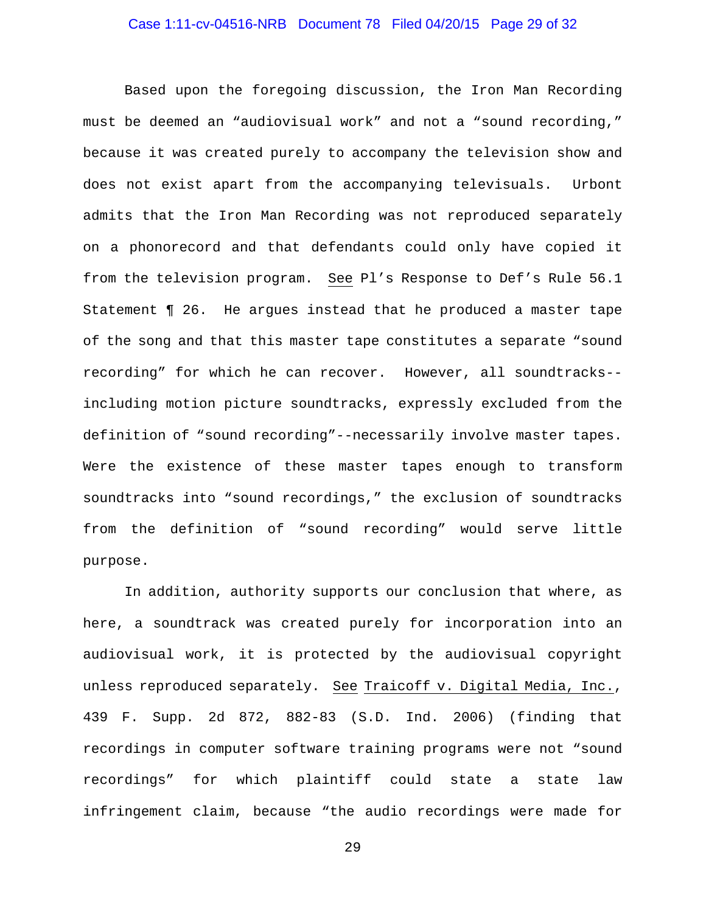Based upon the foregoing discussion, the Iron Man Recording must be deemed an "audiovisual work" and not a "sound recording," because it was created purely to accompany the television show and does not exist apart from the accompanying televisuals. Urbont admits that the Iron Man Recording was not reproduced separately on a phonorecord and that defendants could only have copied it from the television program. See Pl's Response to Def's Rule 56.1 Statement ¶ 26. He argues instead that he produced a master tape of the song and that this master tape constitutes a separate "sound recording" for which he can recover. However, all soundtracks--including motion picture soundtracks, expressly excluded from the definition of "sound recording"--necessarily involve master tapes. Were the existence of these master tapes enough to transform soundtracks into "sound recordings," the exclusion of soundtracks from the definition of "sound recording" would serve little purpose.

In addition, authority supports our conclusion that where, as here, a soundtrack was created purely for incorporation into an audiovisual work, it is protected by the audiovisual copyright unless reproduced separately. See Traicoff v. Digital Media, Inc., 439 F. Supp. 2d 872, 882-83 (S.D. Ind. 2006) (finding that recordings in computer software training programs were not "sound recordings" for which plaintiff could state a state law infringement claim, because "the audio recordings were made for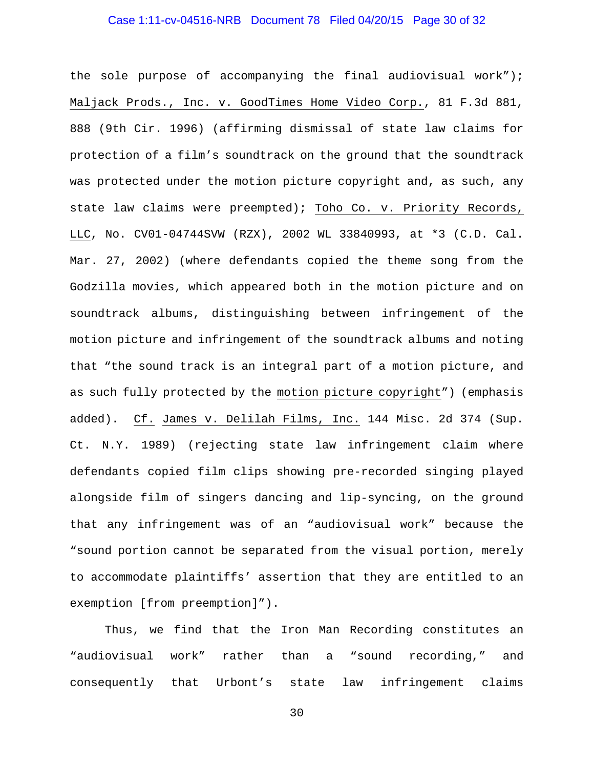the sole purpose of accompanying the final audiovisual work"); Maljack Prods., Inc. v. GoodTimes Home Video Corp., 81 F.3d 881, 888 (9th Cir. 1996) (affirming dismissal of state law claims for protection of a film's soundtrack on the ground that the soundtrack was protected under the motion picture copyright and, as such, any state law claims were preempted); Toho Co. v. Priority Records, LLC, No. CV01-04744SVW (RZX), 2002 WL 33840993, at *3 (C.D. Cal. Mar. 27, 2002) (where defendants copied the theme song from the Godzilla movies, which appeared both in the motion picture and on soundtrack albums, distinguishing between infringement of the motion picture and infringement of the soundtrack albums and noting that "the sound track is an integral part of a motion picture, and as such fully protected by the motion picture copyright") (emphasis added). Cf. James v. Delilah Films, Inc. 144 Misc. 2d 374 (Sup. Ct. N.Y. 1989) (rejecting state law infringement claim where defendants copied film clips showing pre-recorded singing played alongside film of singers dancing and lip-syncing, on the ground that any infringement was of an "audiovisual work" because the "sound portion cannot be separated from the visual portion, merely to accommodate plaintiffs' assertion that they are entitled to an exemption [from preemption]").

Thus, we find that the Iron Man Recording constitutes an "audiovisual work" rather than a "sound recording," and consequently that Urbont's state law infringement claims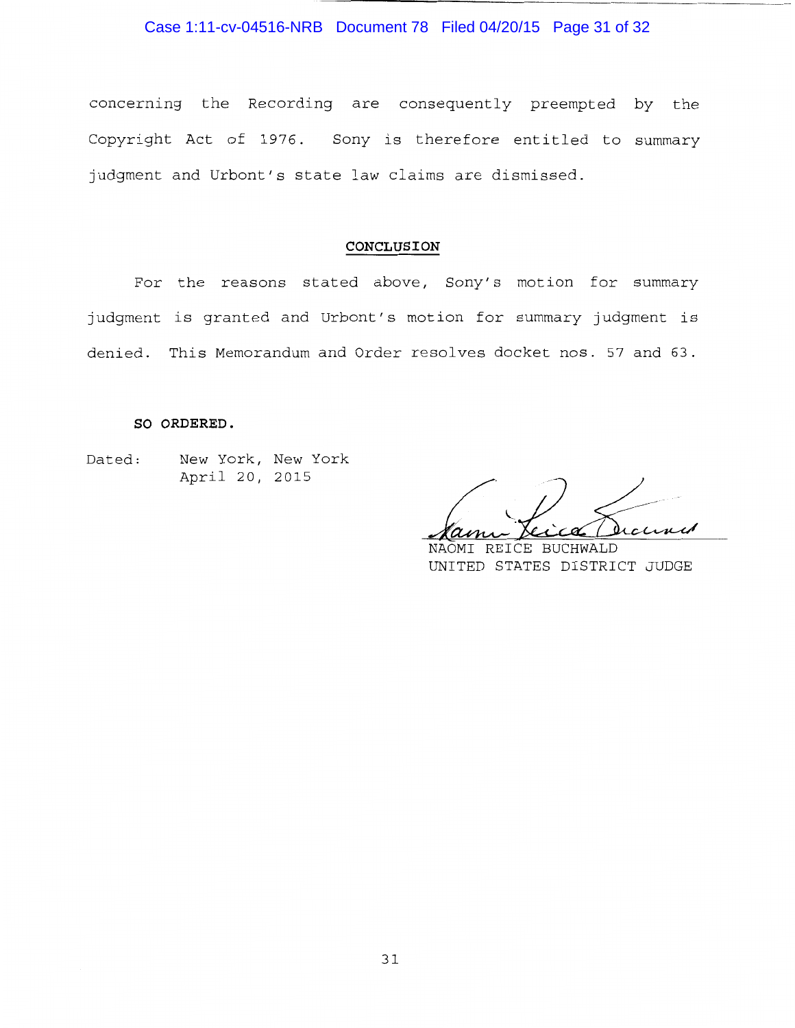concerning the Recording are consequently preempted by the Copyright Act of 1976. Sony is therefore entitled to summary judgment and Urbont's state law claims are dismissed.

## CONCLUSION

For the reasons stated above, Sony's motion for summary judgment is granted and Urbont's motion for summary judgment is denied. This Memorandum and Order resolves docket nos. 57 and 63.

**SO ORDERED.**

Dated: New York, New York
April 20, 2015

NAOMI REICE BUCHWALD
UNITED STATES DISTRICT JUDGE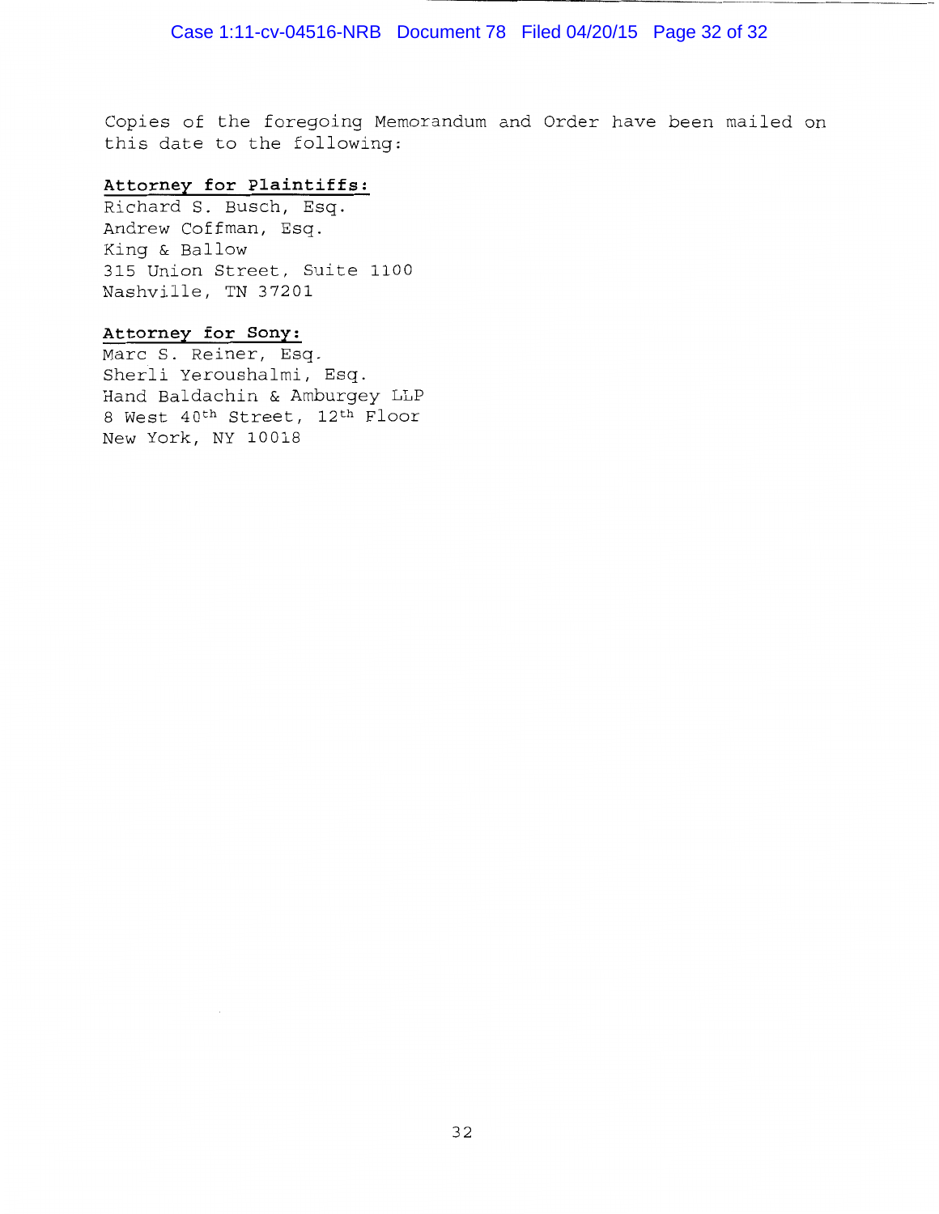Copies of the foregoing Memorandum and Order have been mailed on this date to the following:

**<u>Attorney for Plaintiffs:</u>**

Richard S. Busch, Esq.
Andrew Coffman, Esq.
King & Ballow
315 Union Street, Suite 1100
Nashville, TN 37201

**<u>Attorney for Sony:</u>**

Marc S. Reiner, Esq.
Sherli Yeroushalmi, Esq.
Hand Baldachin & Amburgey LLP
8 West 40th Street, 12th Floor
New York, NY 10018